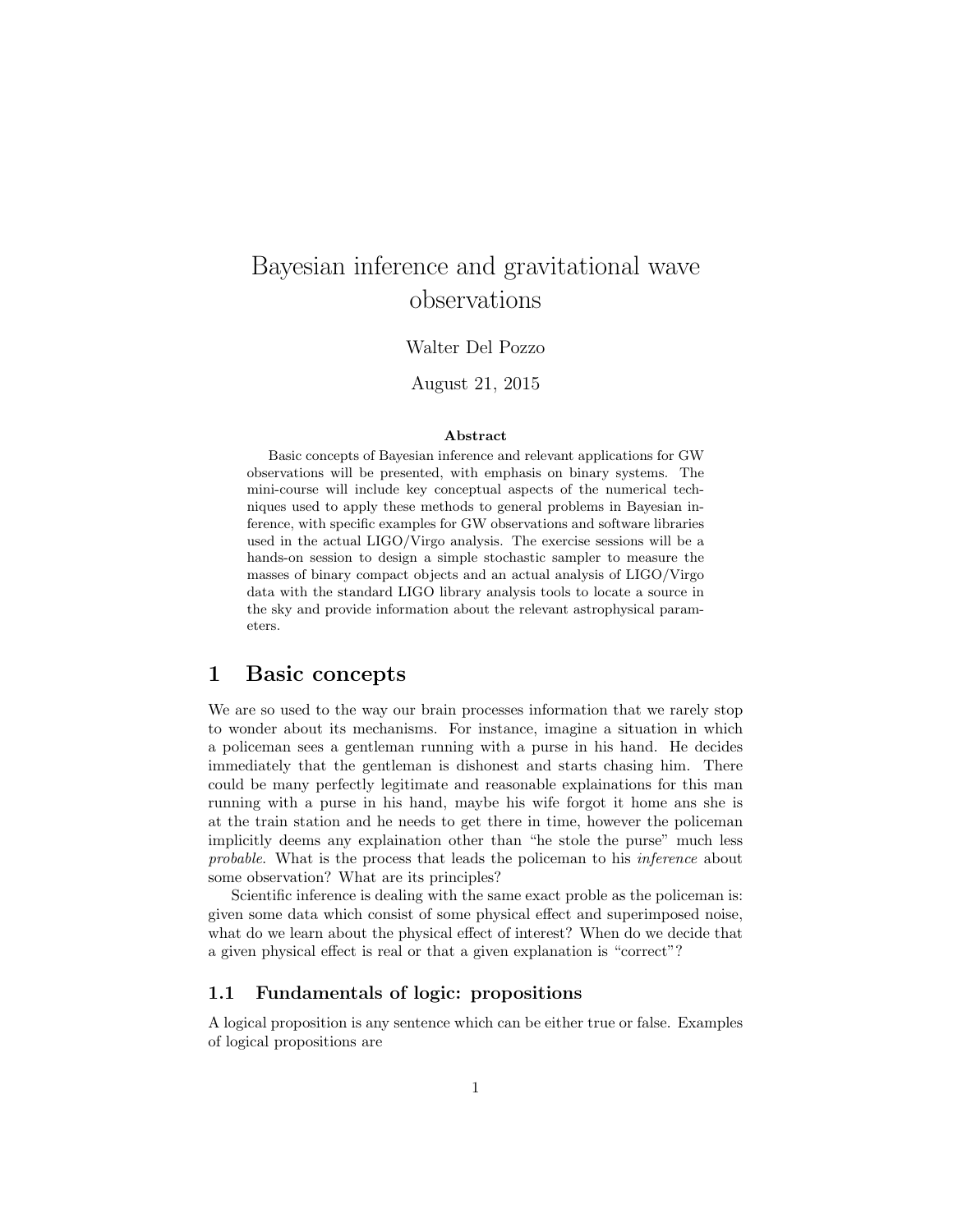# Bayesian inference and gravitational wave observations

Walter Del Pozzo

August 21, 2015

**Abstract**

Basic concepts of Bayesian inference and relevant applications for GW observations will be presented, with emphasis on binary systems. The mini-course will include key conceptual aspects of the numerical techniques used to apply these methods to general problems in Bayesian inference, with specific examples for GW observations and software libraries used in the actual LIGO/Virgo analysis. The exercise sessions will be a hands-on session to design a simple stochastic sampler to measure the masses of binary compact objects and an actual analysis of LIGO/Virgo data with the standard LIGO library analysis tools to locate a source in the sky and provide information about the relevant astrophysical parameters.

## 1 Basic concepts

We are so used to the way our brain processes information that we rarely stop to wonder about its mechanisms. For instance, imagine a situation in which a policeman sees a gentleman running with a purse in his hand. He decides immediately that the gentleman is dishonest and starts chasing him. There could be many perfectly legitimate and reasonable explainations for this man running with a purse in his hand, maybe his wife forgot it home ans she is at the train station and he needs to get there in time, however the policeman implicitly deems any explaination other than "he stole the purse" much less *probable*. What is the process that leads the policeman to his *inference* about some observation? What are its principles?

Scientific inference is dealing with the same exact proble as the policeman is: given some data which consist of some physical effect and superimposed noise, what do we learn about the physical effect of interest? When do we decide that a given physical effect is real or that a given explanation is "correct"?

### 1.1 Fundamentals of logic: propositions

A logical proposition is any sentence which can be either true or false. Examples of logical propositions are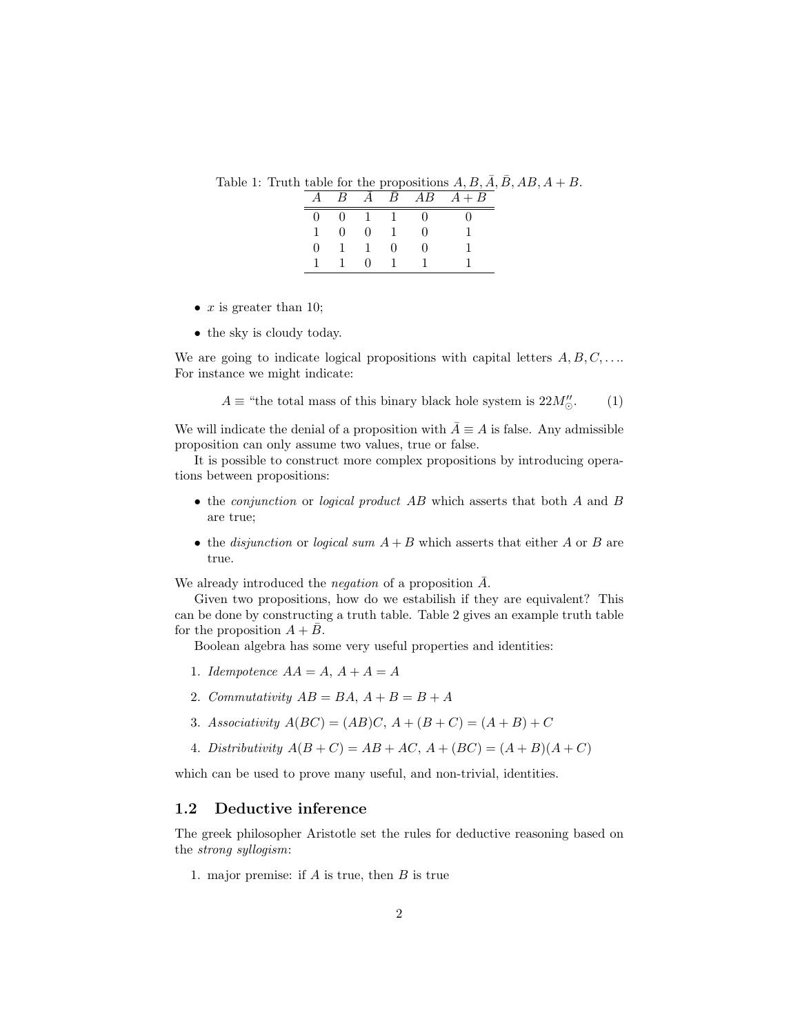Table 1: Truth table for the propositions $A, B, \bar{A}, \bar{B}, AB, A+B$.

| $A$ | $B$ | $\bar{A}$ | $\bar{B}$ | $AB$ | $A+B$ |
|---|---|---|---|---|---|
| 0 | 0 | 1 | 1 | 0 | 0 |
| 1 | 0 | 0 | 1 | 0 | 1 |
| 0 | 1 | 1 | 0 | 0 | 1 |
| 1 | 1 | 0 | 1 | 1 | 1 |

- $x$ is greater than 10;
- the sky is cloudy today.

We are going to indicate logical propositions with capital letters $A, B, C, \ldots$. For instance we might indicate:

$$A \equiv \text{“the total mass of this binary black hole system is } 22M_{\odot}''. \tag{1}$$

We will indicate the denial of a proposition with $\bar{A} \equiv A$ is false. Any admissible proposition can only assume two values, true or false.

It is possible to construct more complex propositions by introducing operations between propositions:

- the *conjunction* or *logical product* $AB$ which asserts that both $A$ and $B$ are true;
- the *disjunction* or *logical sum* $A + B$ which asserts that either $A$ or $B$ are true.

We already introduced the *negation* of a proposition $\bar{A}$.

Given two propositions, how do we estabilish if they are equivalent? This can be done by constructing a truth table. Table 2 gives an example truth table for the proposition $A + \bar{B}$.

Boolean algebra has some very useful properties and identities:

1. *Idempotence* $AA = A$, $A + A = A$
2. *Commutativity* $AB = BA$, $A + B = B + A$
3. *Associativity* $A(BC) = (AB)C$, $A + (B + C) = (A + B) + C$
4. *Distributivity* $A(B + C) = AB + AC$, $A + (BC) = (A + B)(A + C)$

which can be used to prove many useful, and non-trivial, identities.

## 1.2 Deductive inference

The greek philosopher Aristotle set the rules for deductive reasoning based on the *strong syllogism*:

1. major premise: if $A$ is true, then $B$ is true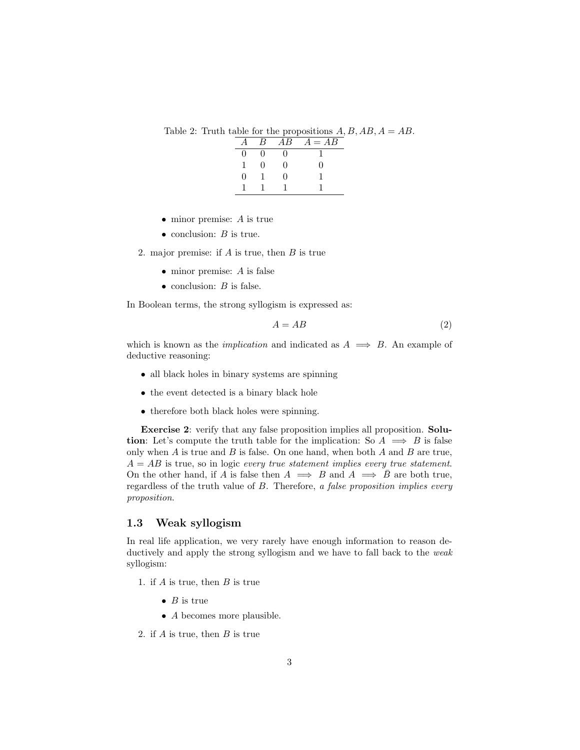Table 2: Truth table for the propositions $A, B, AB, A = AB$.

| $A$ | $B$ | $AB$ | $A = AB$ |
|---|---|---|---|
| 0 | 0 | 0 | 1 |
| 1 | 0 | 0 | 0 |
| 0 | 1 | 0 | 1 |
| 1 | 1 | 1 | 1 |

- minor premise: $A$ is true
- conclusion: $B$ is true.

2. major premise: if $A$ is true, then $B$ is true
   - minor premise: $A$ is false
   - conclusion: $B$ is false.

In Boolean terms, the strong syllogism is expressed as:

$$A = AB \tag{2}$$

which is known as the *implication* and indicated as $A \implies B$. An example of deductive reasoning:

- all black holes in binary systems are spinning
- the event detected is a binary black hole
- therefore both black holes were spinning.

**Exercise 2**: verify that any false proposition implies all proposition. **Solution**: Let's compute the truth table for the implication: So $A \implies B$ is false only when $A$ is true and $B$ is false. On one hand, when both $A$ and $B$ are true, $A = AB$ is true, so in logic *every true statement implies every true statement*. On the other hand, if $A$ is false then $A \implies B$ and $A \implies \bar{B}$ are both true, regardless of the truth value of $B$. Therefore, *a false proposition implies every proposition*.

### 1.3 Weak syllogism

In real life application, we very rarely have enough information to reason deductively and apply the strong syllogism and we have to fall back to the *weak* syllogism:

1. if $A$ is true, then $B$ is true
   - $B$ is true
   - $A$ becomes more plausible.
2. if $A$ is true, then $B$ is true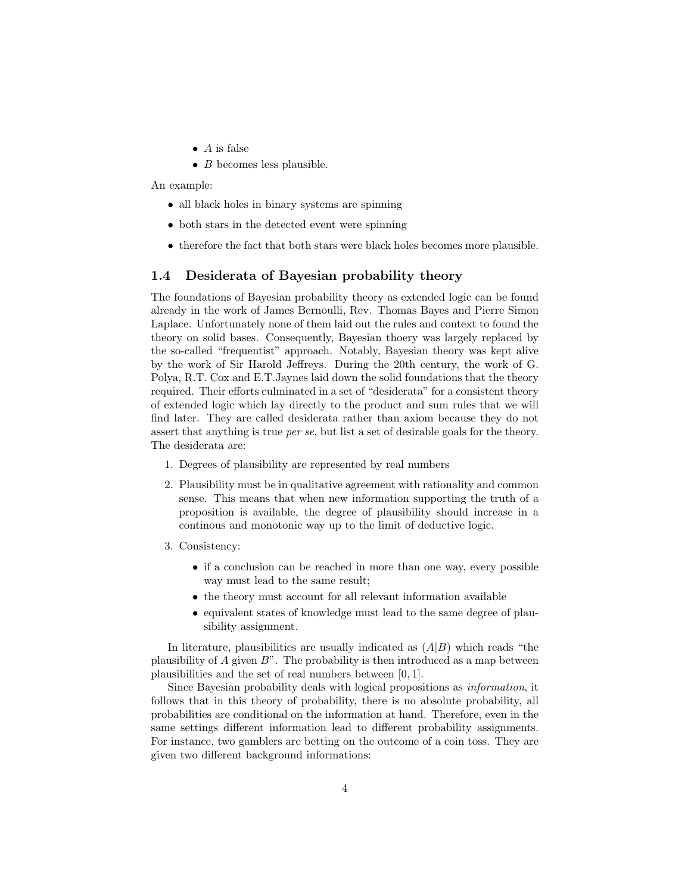- $A$ is false
- $B$ becomes less plausible.

An example:

- all black holes in binary systems are spinning
- both stars in the detected event were spinning
- therefore the fact that both stars were black holes becomes more plausible.

### 1.4 Desiderata of Bayesian probability theory

The foundations of Bayesian probability theory as extended logic can be found already in the work of James Bernoulli, Rev. Thomas Bayes and Pierre Simon Laplace. Unfortunately none of them laid out the rules and context to found the theory on solid bases. Consequently, Bayesian thoery was largely replaced by the so-called "frequentist" approach. Notably, Bayesian theory was kept alive by the work of Sir Harold Jeffreys. During the 20th century, the work of G. Polya, R.T. Cox and E.T.Jaynes laid down the solid foundations that the theory required. Their efforts culminated in a set of "desiderata" for a consistent theory of extended logic which lay directly to the product and sum rules that we will find later. They are called desiderata rather than axiom because they do not assert that anything is true *per se*, but list a set of desirable goals for the theory. The desiderata are:

1. Degrees of plausibility are represented by real numbers
2. Plausibility must be in qualitative agreement with rationality and common sense. This means that when new information supporting the truth of a proposition is available, the degree of plausibility should increase in a continous and monotonic way up to the limit of deductive logic.
3. Consistency:
   - if a conclusion can be reached in more than one way, every possible way must lead to the same result;
   - the theory must account for all relevant information available
   - equivalent states of knowledge must lead to the same degree of plausibility assignment.

In literature, plausibilities are usually indicated as $(A|B)$ which reads "the plausibility of $A$ given $B$". The probability is then introduced as a map between plausibilities and the set of real numbers between $[0, 1]$.

Since Bayesian probability deals with logical propositions as *information*, it follows that in this theory of probability, there is no absolute probability, all probabilities are conditional on the information at hand. Therefore, even in the same settings different information lead to different probability assignments. For instance, two gamblers are betting on the outcome of a coin toss. They are given two different background informations: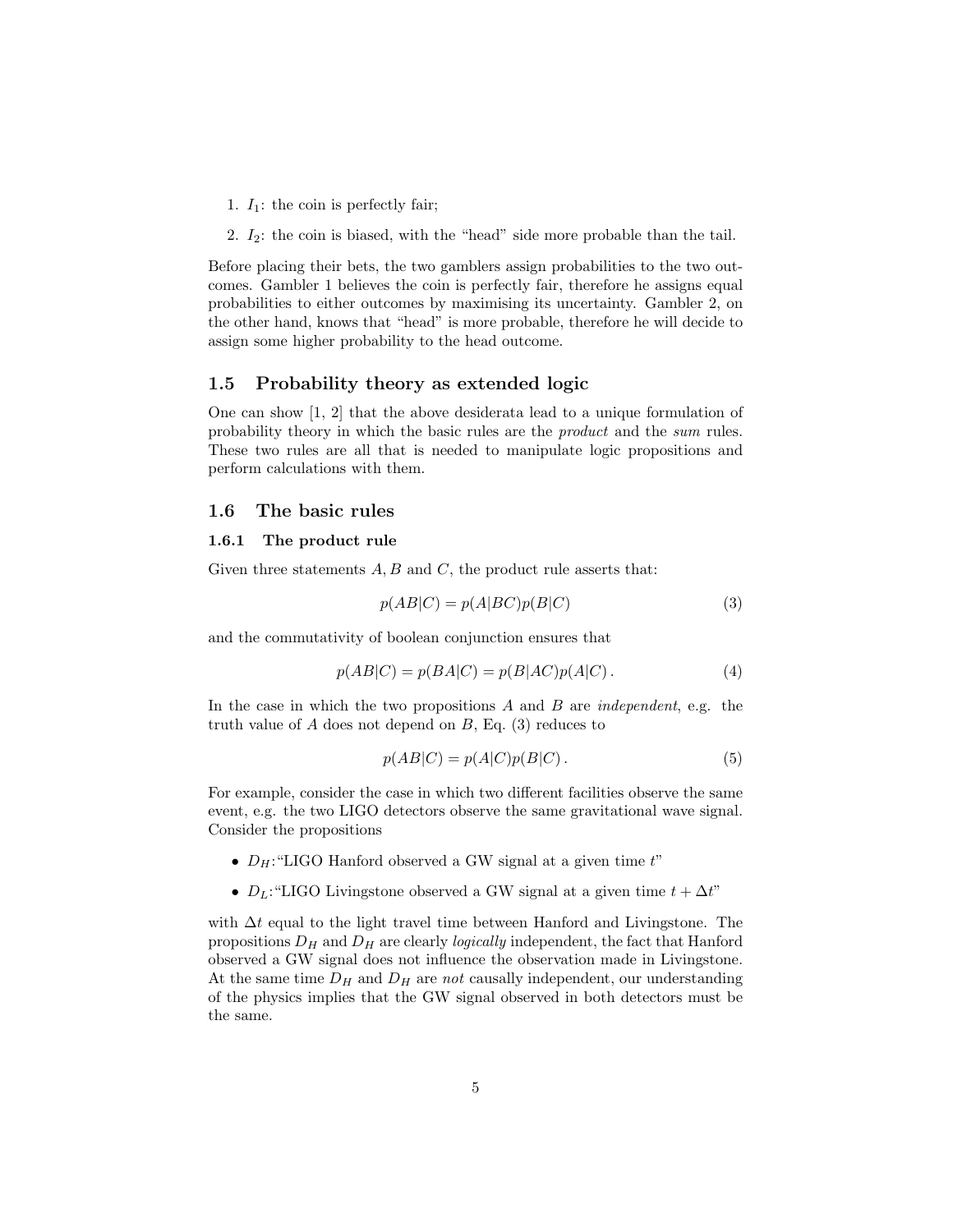1. $I_1$: the coin is perfectly fair;
2. $I_2$: the coin is biased, with the "head" side more probable than the tail.

Before placing their bets, the two gamblers assign probabilities to the two outcomes. Gambler 1 believes the coin is perfectly fair, therefore he assigns equal probabilities to either outcomes by maximising its uncertainty. Gambler 2, on the other hand, knows that "head" is more probable, therefore he will decide to assign some higher probability to the head outcome.

## 1.5 Probability theory as extended logic

One can show [1, 2] that the above desiderata lead to a unique formulation of probability theory in which the basic rules are the *product* and the *sum* rules. These two rules are all that is needed to manipulate logic propositions and perform calculations with them.

## 1.6 The basic rules

### 1.6.1 The product rule

Given three statements $A, B$ and $C$, the product rule asserts that:

$$p(AB|C) = p(A|BC)p(B|C) \tag{3}$$

and the commutativity of boolean conjunction ensures that

$$p(AB|C) = p(BA|C) = p(B|AC)p(A|C) \,. \tag{4}$$

In the case in which the two propositions $A$ and $B$ are *independent*, e.g. the truth value of $A$ does not depend on $B$, Eq. (3) reduces to

$$p(AB|C) = p(A|C)p(B|C) \,. \tag{5}$$

For example, consider the case in which two different facilities observe the same event, e.g. the two LIGO detectors observe the same gravitational wave signal. Consider the propositions

- $D_H$:"LIGO Hanford observed a GW signal at a given time $t$"
- $D_L$:"LIGO Livingstone observed a GW signal at a given time $t + \Delta t$"

with $\Delta t$ equal to the light travel time between Hanford and Livingstone. The propositions $D_H$ and $D_H$ are clearly *logically* independent, the fact that Hanford observed a GW signal does not influence the observation made in Livingstone. At the same time $D_H$ and $D_H$ are *not* causally independent, our understanding of the physics implies that the GW signal observed in both detectors must be the same.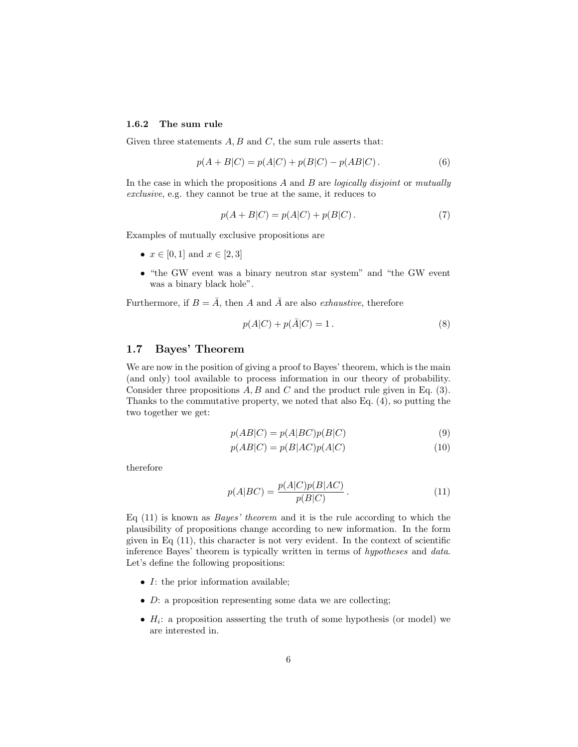### 1.6.2 The sum rule

Given three statements $A, B$ and $C$, the sum rule asserts that:

$$p(A+B|C) = p(A|C) + p(B|C) - p(AB|C)\,. \tag{6}$$

In the case in which the propositions $A$ and $B$ are *logically disjoint* or *mutually exclusive*, e.g. they cannot be true at the same, it reduces to

$$p(A+B|C) = p(A|C) + p(B|C)\,. \tag{7}$$

Examples of mutually exclusive propositions are

- $x \in [0,1]$ and $x \in [2,3]$
- "the GW event was a binary neutron star system" and "the GW event was a binary black hole".

Furthermore, if $B = \bar{A}$, then $A$ and $\bar{A}$ are also *exhaustive*, therefore

$$p(A|C) + p(\bar{A}|C) = 1\,. \tag{8}$$

## 1.7 Bayes' Theorem

We are now in the position of giving a proof to Bayes' theorem, which is the main (and only) tool available to process information in our theory of probability. Consider three propositions $A, B$ and $C$ and the product rule given in Eq. (3). Thanks to the commutative property, we noted that also Eq. (4), so putting the two together we get:

$$p(AB|C) = p(A|BC)p(B|C) \tag{9}$$

$$p(AB|C) = p(B|AC)p(A|C) \tag{10}$$

therefore

$$p(A|BC) = \frac{p(A|C)p(B|AC)}{p(B|C)}\,. \tag{11}$$

Eq (11) is known as *Bayes' theorem* and it is the rule according to which the plausibility of propositions change according to new information. In the form given in Eq (11), this character is not very evident. In the context of scientific inference Bayes' theorem is typically written in terms of *hypotheses* and *data*. Let's define the following propositions:

- $I$: the prior information available;
- $D$: a proposition representing some data we are collecting;
- $H_i$: a proposition assserting the truth of some hypothesis (or model) we are interested in.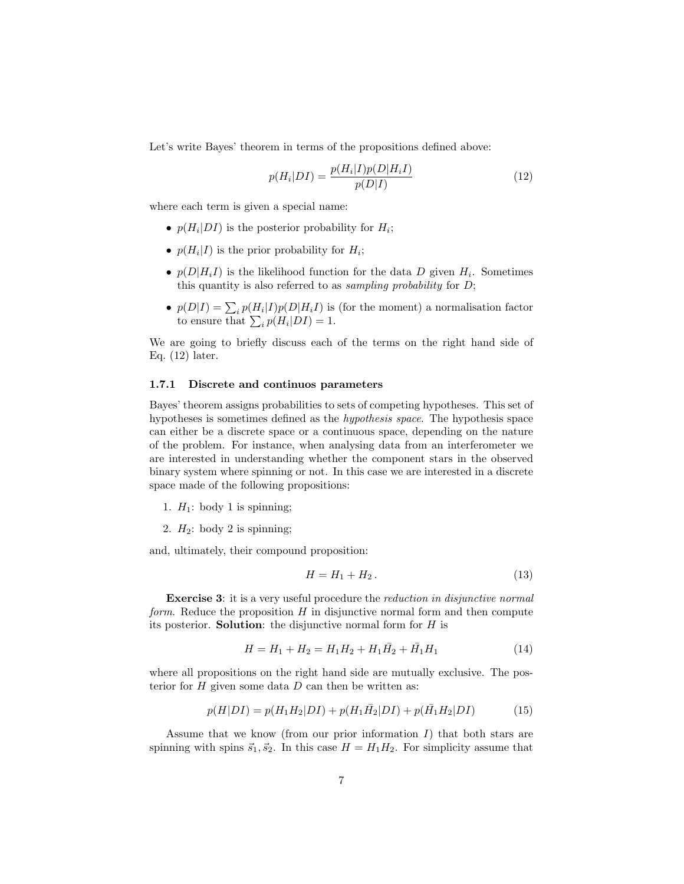Let's write Bayes' theorem in terms of the propositions defined above:

$$p(H_i|DI) = \frac{p(H_i|I)p(D|H_iI)}{p(D|I)} \tag{12}$$

where each term is given a special name:

- $p(H_i|DI)$ is the posterior probability for $H_i$;
- $p(H_i|I)$ is the prior probability for $H_i$;
- $p(D|H_iI)$ is the likelihood function for the data $D$ given $H_i$. Sometimes this quantity is also referred to as *sampling probability* for $D$;
- $p(D|I) = \sum_i p(H_i|I)p(D|H_iI)$ is (for the moment) a normalisation factor to ensure that $\sum_i p(H_i|DI) = 1$.

We are going to briefly discuss each of the terms on the right hand side of Eq. (12) later.

### 1.7.1 Discrete and continuos parameters

Bayes' theorem assigns probabilities to sets of competing hypotheses. This set of hypotheses is sometimes defined as the *hypothesis space*. The hypothesis space can either be a discrete space or a continuous space, depending on the nature of the problem. For instance, when analysing data from an interferometer we are interested in understanding whether the component stars in the observed binary system where spinning or not. In this case we are interested in a discrete space made of the following propositions:

1. $H_1$: body 1 is spinning;
2. $H_2$: body 2 is spinning;

and, ultimately, their compound proposition:

$$H = H_1 + H_2 \,. \tag{13}$$

**Exercise 3**: it is a very useful procedure the *reduction in disjunctive normal form*. Reduce the proposition $H$ in disjunctive normal form and then compute its posterior. **Solution**: the disjunctive normal form for $H$ is

$$H = H_1 + H_2 = H_1H_2 + H_1\bar{H}_2 + \bar{H}_1H_1 \tag{14}$$

where all propositions on the right hand side are mutually exclusive. The posterior for $H$ given some data $D$ can then be written as:

$$p(H|DI) = p(H_1H_2|DI) + p(H_1\bar{H}_2|DI) + p(\bar{H}_1H_2|DI) \tag{15}$$

Assume that we know (from our prior information $I$) that both stars are spinning with spins $\vec{s}_1, \vec{s}_2$. In this case $H = H_1H_2$. For simplicity assume that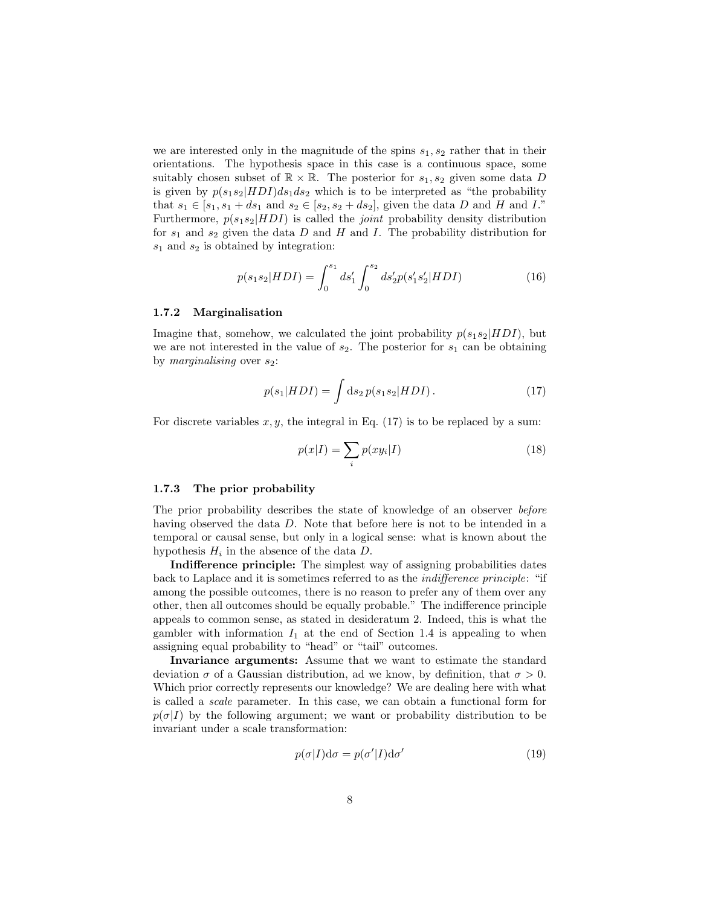we are interested only in the magnitude of the spins $s_1, s_2$ rather that in their orientations. The hypothesis space in this case is a continuous space, some suitably chosen subset of $\mathbb{R} \times \mathbb{R}$. The posterior for $s_1, s_2$ given some data $D$ is given by $p(s_1 s_2|HDI)ds_1 ds_2$ which is to be interpreted as "the probability that $s_1 \in [s_1, s_1 + ds_1$ and $s_2 \in [s_2, s_2 + ds_2]$, given the data $D$ and $H$ and $I$." Furthermore, $p(s_1 s_2|HDI)$ is called the *joint* probability density distribution for $s_1$ and $s_2$ given the data $D$ and $H$ and $I$. The probability distribution for $s_1$ and $s_2$ is obtained by integration:

$$p(s_1 s_2|HDI) = \int_0^{s_1} ds_1' \int_0^{s_2} ds_2' p(s_1' s_2'|HDI) \tag{16}$$

### 1.7.2 Marginalisation

Imagine that, somehow, we calculated the joint probability $p(s_1 s_2|HDI)$, but we are not interested in the value of $s_2$. The posterior for $s_1$ can be obtaining by *marginalising* over $s_2$:

$$p(s_1|HDI) = \int \mathrm{d}s_2 \, p(s_1 s_2|HDI) \,. \tag{17}$$

For discrete variables $x, y$, the integral in Eq. (17) is to be replaced by a sum:

$$p(x|I) = \sum_i p(x y_i|I) \tag{18}$$

### 1.7.3 The prior probability

The prior probability describes the state of knowledge of an observer *before* having observed the data $D$. Note that before here is not to be intended in a temporal or causal sense, but only in a logical sense: what is known about the hypothesis $H_i$ in the absence of the data $D$.

**Indifference principle:** The simplest way of assigning probabilities dates back to Laplace and it is sometimes referred to as the *indifference principle*: "if among the possible outcomes, there is no reason to prefer any of them over any other, then all outcomes should be equally probable." The indifference principle appeals to common sense, as stated in desideratum 2. Indeed, this is what the gambler with information $I_1$ at the end of Section 1.4 is appealing to when assigning equal probability to "head" or "tail" outcomes.

**Invariance arguments:** Assume that we want to estimate the standard deviation $\sigma$ of a Gaussian distribution, ad we know, by definition, that $\sigma > 0$. Which prior correctly represents our knowledge? We are dealing here with what is called a *scale* parameter. In this case, we can obtain a functional form for $p(\sigma|I)$ by the following argument; we want or probability distribution to be invariant under a scale transformation:

$$p(\sigma|I)\mathrm{d}\sigma = p(\sigma'|I)\mathrm{d}\sigma' \tag{19}$$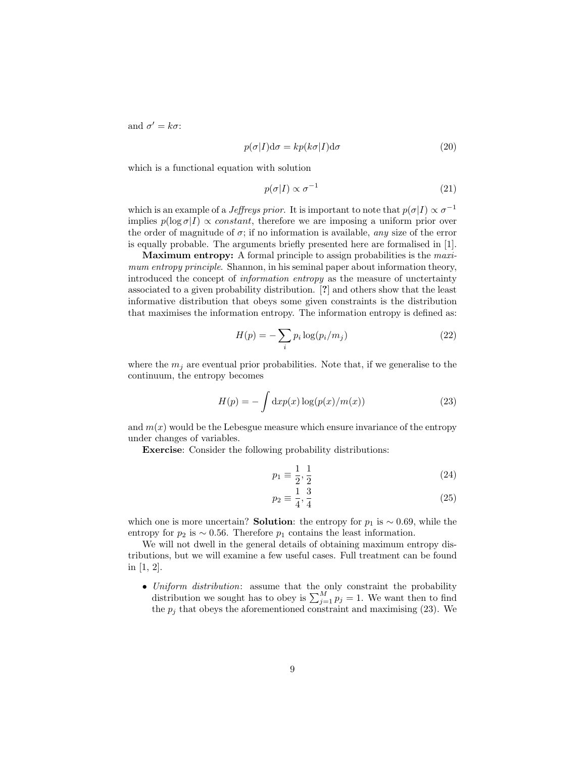and $\sigma' = k\sigma$:

$$p(\sigma|I)\mathrm{d}\sigma = kp(k\sigma|I)\mathrm{d}\sigma \tag{20}$$

which is a functional equation with solution

$$p(\sigma|I) \propto \sigma^{-1} \tag{21}$$

which is an example of a *Jeffreys prior*. It is important to note that $p(\sigma|I) \propto \sigma^{-1}$ implies $p(\log\sigma|I) \propto$ *constant*, therefore we are imposing a uniform prior over the order of magnitude of $\sigma$; if no information is available, *any* size of the error is equally probable. The arguments briefly presented here are formalised in [1].

**Maximum entropy:** A formal principle to assign probabilities is the *maximum entropy principle*. Shannon, in his seminal paper about information theory, introduced the concept of *information entropy* as the measure of unctertainty associated to a given probability distribution. [**?**] and others show that the least informative distribution that obeys some given constraints is the distribution that maximises the information entropy. The information entropy is defined as:

$$H(p) = -\sum_i p_i \log(p_i/m_j) \tag{22}$$

where the $m_j$ are eventual prior probabilities. Note that, if we generalise to the continuum, the entropy becomes

$$H(p) = -\int \mathrm{d}x p(x) \log(p(x)/m(x)) \tag{23}$$

and $m(x)$ would be the Lebesgue measure which ensure invariance of the entropy under changes of variables.

**Exercise**: Consider the following probability distributions:

$$p_1 \equiv \frac{1}{2}, \frac{1}{2} \tag{24}$$

$$p_2 \equiv \frac{1}{4}, \frac{3}{4} \tag{25}$$

which one is more uncertain? **Solution**: the entropy for $p_1$ is $\sim 0.69$, while the entropy for $p_2$ is $\sim 0.56$. Therefore $p_1$ contains the least information.

We will not dwell in the general details of obtaining maximum entropy distributions, but we will examine a few useful cases. Full treatment can be found in [1, 2].

- *Uniform distribution*: assume that the only constraint the probability distribution we sought has to obey is $\sum_{j=1}^{M} p_j = 1$. We want then to find the $p_j$ that obeys the aforementioned constraint and maximising (23). We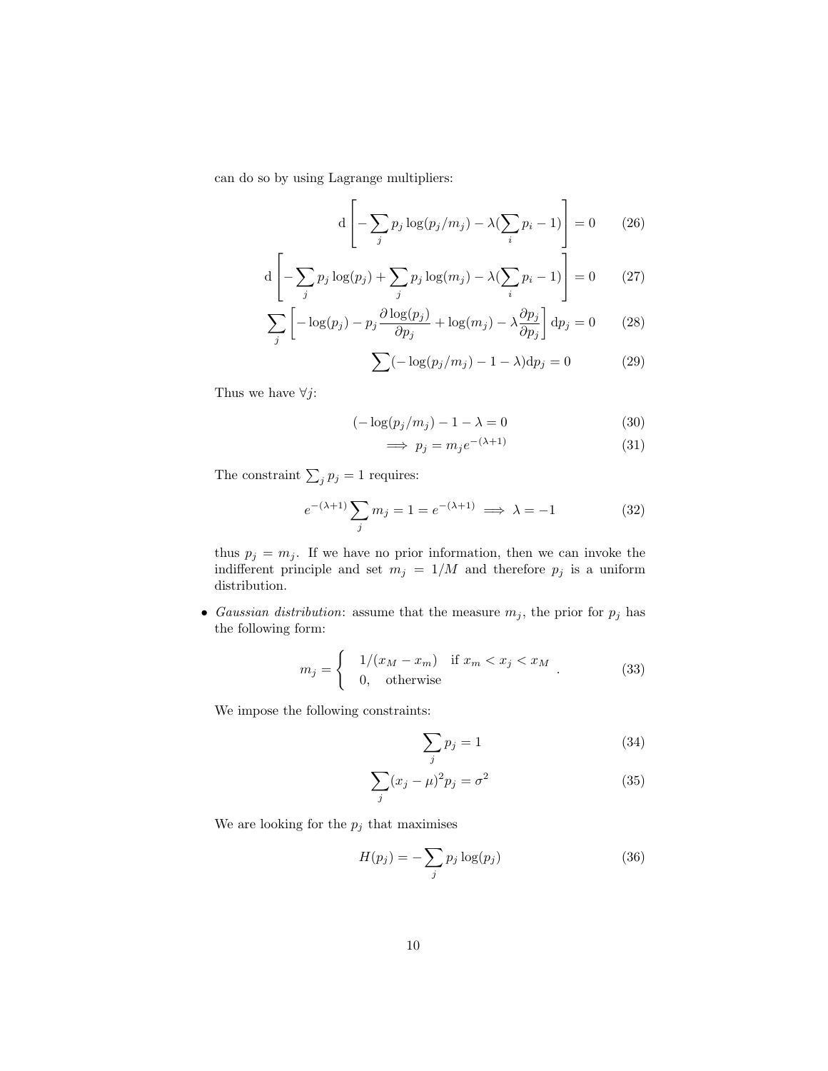can do so by using Lagrange multipliers:

$$\mathrm{d}\left[-\sum_j p_j \log(p_j/m_j) - \lambda(\sum_i p_i - 1)\right] = 0 \tag{26}$$

$$\mathrm{d}\left[-\sum_j p_j \log(p_j) + \sum_j p_j \log(m_j) - \lambda(\sum_i p_i - 1)\right] = 0 \tag{27}$$

$$\sum_j \left[-\log(p_j) - p_j \frac{\partial \log(p_j)}{\partial p_j} + \log(m_j) - \lambda \frac{\partial p_j}{\partial p_j}\right] \mathrm{d}p_j = 0 \tag{28}$$

$$\sum (-\log(p_j/m_j) - 1 - \lambda)\mathrm{d}p_j = 0 \tag{29}$$

Thus we have $\forall j$:

$$(-\log(p_j/m_j) - 1 - \lambda = 0 \tag{30}$$

$$\implies p_j = m_j e^{-(\lambda+1)} \tag{31}$$

The constraint $\sum_j p_j = 1$ requires:

$$e^{-(\lambda+1)} \sum_j m_j = 1 = e^{-(\lambda+1)} \implies \lambda = -1 \tag{32}$$

thus $p_j = m_j$. If we have no prior information, then we can invoke the indifferent principle and set $m_j = 1/M$ and therefore $p_j$ is a uniform distribution.

- *Gaussian distribution*: assume that the measure $m_j$, the prior for $p_j$ has the following form:

$$m_j = \begin{cases} 1/(x_M - x_m) & \text{if } x_m < x_j < x_M \\ 0, \quad \text{otherwise} \end{cases}. \tag{33}$$

We impose the following constraints:

$$\sum_j p_j = 1 \tag{34}$$

$$\sum_j (x_j - \mu)^2 p_j = \sigma^2 \tag{35}$$

We are looking for the $p_j$ that maximises

$$H(p_j) = -\sum_j p_j \log(p_j) \tag{36}$$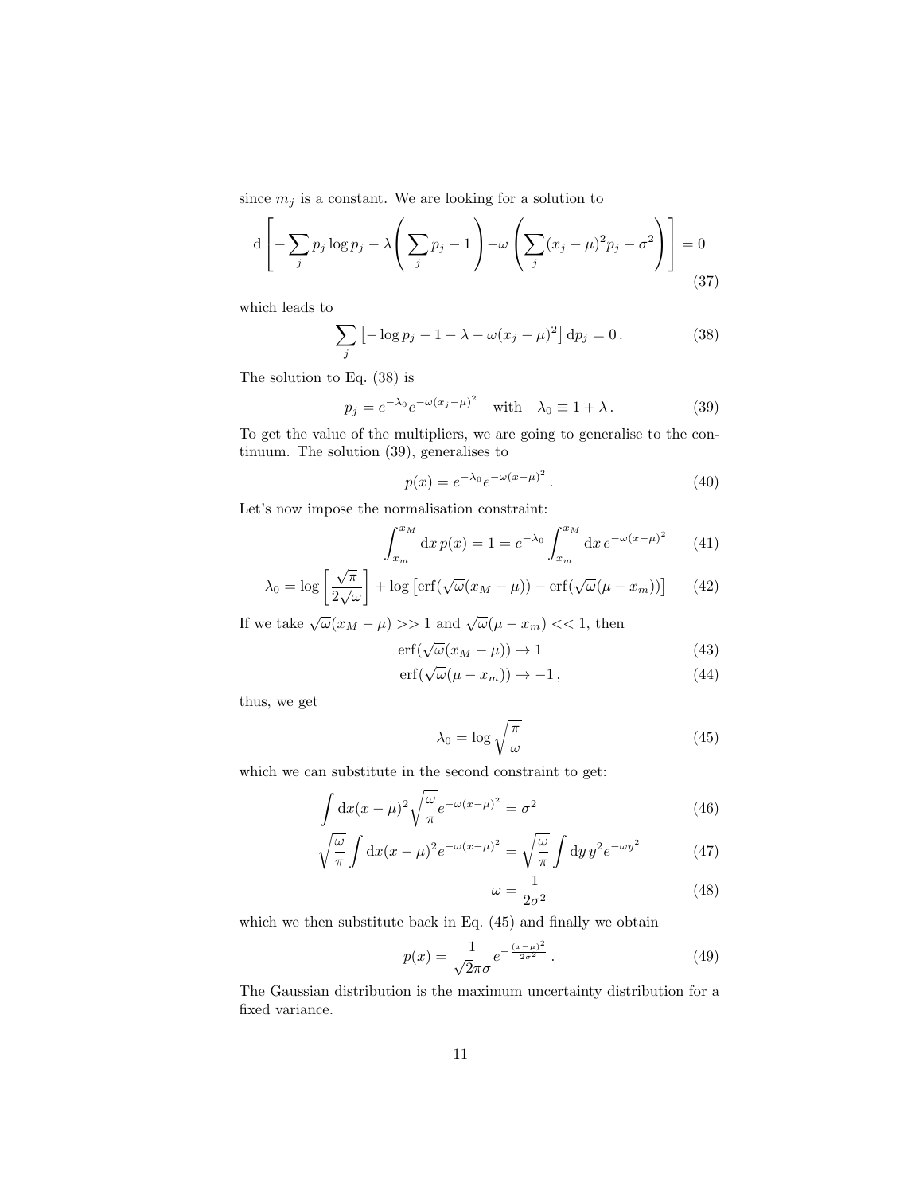since $m_j$ is a constant. We are looking for a solution to

$$\mathrm{d}\left[-\sum_j p_j \log p_j - \lambda\left(\sum_j p_j - 1\right) - \omega\left(\sum_j (x_j-\mu)^2 p_j - \sigma^2\right)\right] = 0 \tag{37}$$

which leads to

$$\sum_j \left[-\log p_j - 1 - \lambda - \omega(x_j-\mu)^2\right] \mathrm{d}p_j = 0\,. \tag{38}$$

The solution to Eq. (38) is

$$p_j = e^{-\lambda_0} e^{-\omega(x_j-\mu)^2} \quad \text{with} \quad \lambda_0 \equiv 1+\lambda\,. \tag{39}$$

To get the value of the multipliers, we are going to generalise to the continuum. The solution (39), generalises to

$$p(x) = e^{-\lambda_0} e^{-\omega(x-\mu)^2}\,. \tag{40}$$

Let's now impose the normalisation constraint:

$$\int_{x_m}^{x_M} \mathrm{d}x\, p(x) = 1 = e^{-\lambda_0} \int_{x_m}^{x_M} \mathrm{d}x\, e^{-\omega(x-\mu)^2} \tag{41}$$

$$\lambda_0 = \log\left[\frac{\sqrt{\pi}}{2\sqrt{\omega}}\right] + \log\left[\mathrm{erf}(\sqrt{\omega}(x_M-\mu)) - \mathrm{erf}(\sqrt{\omega}(\mu - x_m))\right] \tag{42}$$

If we take $\sqrt{\omega}(x_M-\mu) >> 1$ and $\sqrt{\omega}(\mu-x_m) << 1$, then

$$\mathrm{erf}(\sqrt{\omega}(x_M-\mu)) \to 1 \tag{43}$$

$$\mathrm{erf}(\sqrt{\omega}(\mu-x_m)) \to -1\,, \tag{44}$$

thus, we get

$$\lambda_0 = \log\sqrt{\frac{\pi}{\omega}} \tag{45}$$

which we can substitute in the second constraint to get:

$$\int \mathrm{d}x (x-\mu)^2 \sqrt{\frac{\omega}{\pi}} e^{-\omega(x-\mu)^2} = \sigma^2 \tag{46}$$

$$\sqrt{\frac{\omega}{\pi}} \int \mathrm{d}x (x-\mu)^2 e^{-\omega(x-\mu)^2} = \sqrt{\frac{\omega}{\pi}} \int \mathrm{d}y\, y^2 e^{-\omega y^2} \tag{47}$$

$$\omega = \frac{1}{2\sigma^2} \tag{48}$$

which we then substitute back in Eq. (45) and finally we obtain

$$p(x) = \frac{1}{\sqrt{2\pi}\sigma} e^{-\frac{(x-\mu)^2}{2\sigma^2}}\,. \tag{49}$$

The Gaussian distribution is the maximum uncertainty distribution for a fixed variance.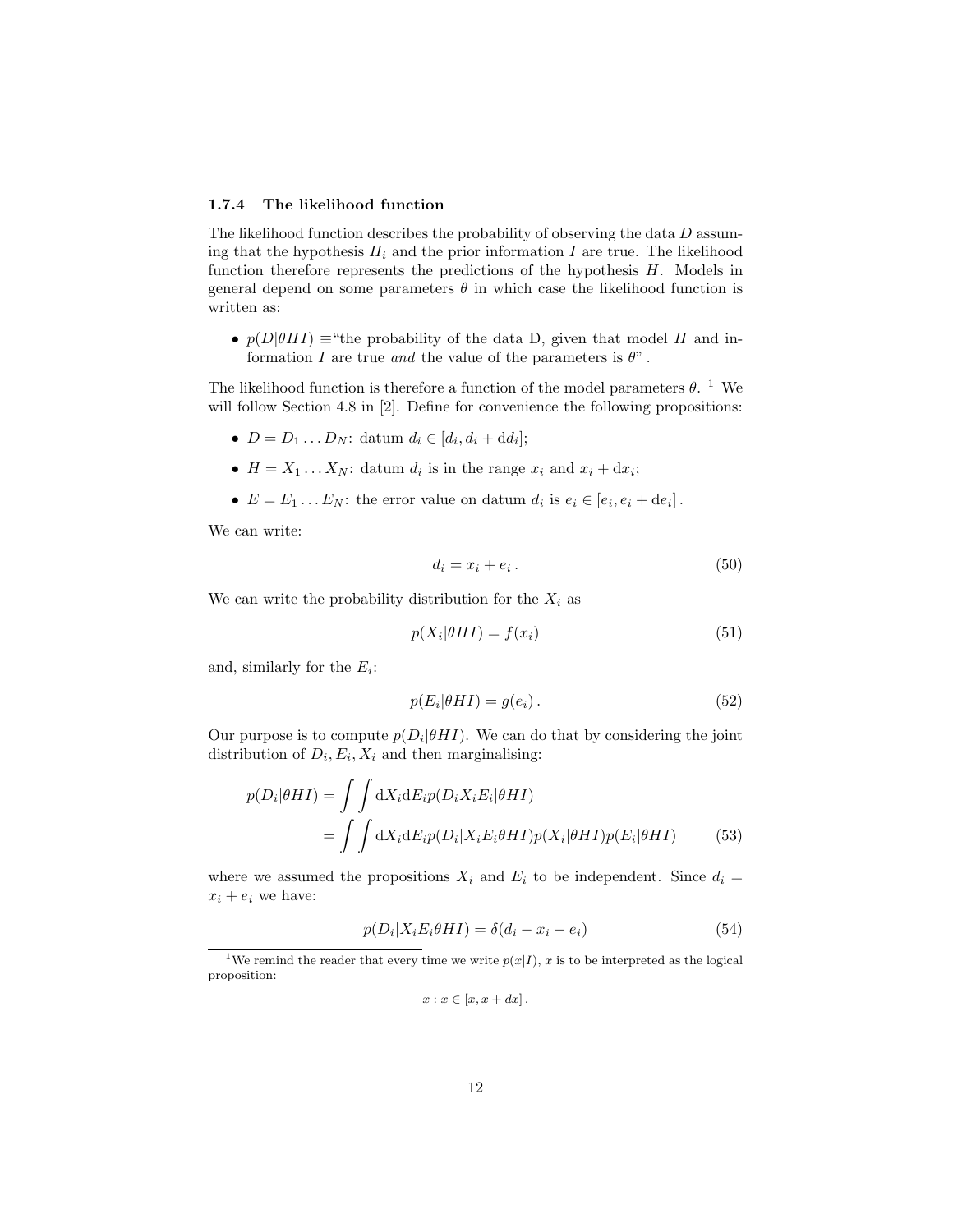### 1.7.4 The likelihood function

The likelihood function describes the probability of observing the data $D$ assuming that the hypothesis $H_i$ and the prior information $I$ are true. The likelihood function therefore represents the predictions of the hypothesis $H$. Models in general depend on some parameters $\theta$ in which case the likelihood function is written as:

- $p(D|\theta HI) \equiv$"the probability of the data D, given that model $H$ and information $I$ are true *and* the value of the parameters is $\theta$" .

The likelihood function is therefore a function of the model parameters $\theta$. [1] We will follow Section 4.8 in [2]. Define for convenience the following propositions:

- $D = D_1 \dots D_N$: datum $d_i \in [d_i, d_i + \mathrm{d}d_i]$;
- $H = X_1 \dots X_N$: datum $d_i$ is in the range $x_i$ and $x_i + \mathrm{d}x_i$;
- $E = E_1 \dots E_N$: the error value on datum $d_i$ is $e_i \in [e_i, e_i + \mathrm{d}e_i]$.

We can write:

$$d_i = x_i + e_i \,. \tag{50}$$

We can write the probability distribution for the $X_i$ as

$$p(X_i|\theta HI) = f(x_i) \tag{51}$$

and, similarly for the $E_i$:

$$p(E_i|\theta HI) = g(e_i) \,. \tag{52}$$

Our purpose is to compute $p(D_i|\theta HI)$. We can do that by considering the joint distribution of $D_i, E_i, X_i$ and then marginalising:

$$\begin{aligned} p(D_i|\theta HI) &= \int\int \mathrm{d}X_i \mathrm{d}E_i p(D_i X_i E_i|\theta HI) \\ &= \int\int \mathrm{d}X_i \mathrm{d}E_i p(D_i|X_i E_i \theta HI) p(X_i|\theta HI) p(E_i|\theta HI) \end{aligned} \tag{53}$$

where we assumed the propositions $X_i$ and $E_i$ to be independent. Since $d_i = x_i + e_i$ we have:

$$p(D_i|X_i E_i \theta HI) = \delta(d_i - x_i - e_i) \tag{54}$$

---

[1] We remind the reader that every time we write $p(x|I)$, $x$ is to be interpreted as the logical proposition:

$$x : x \in [x, x + dx] \,.$$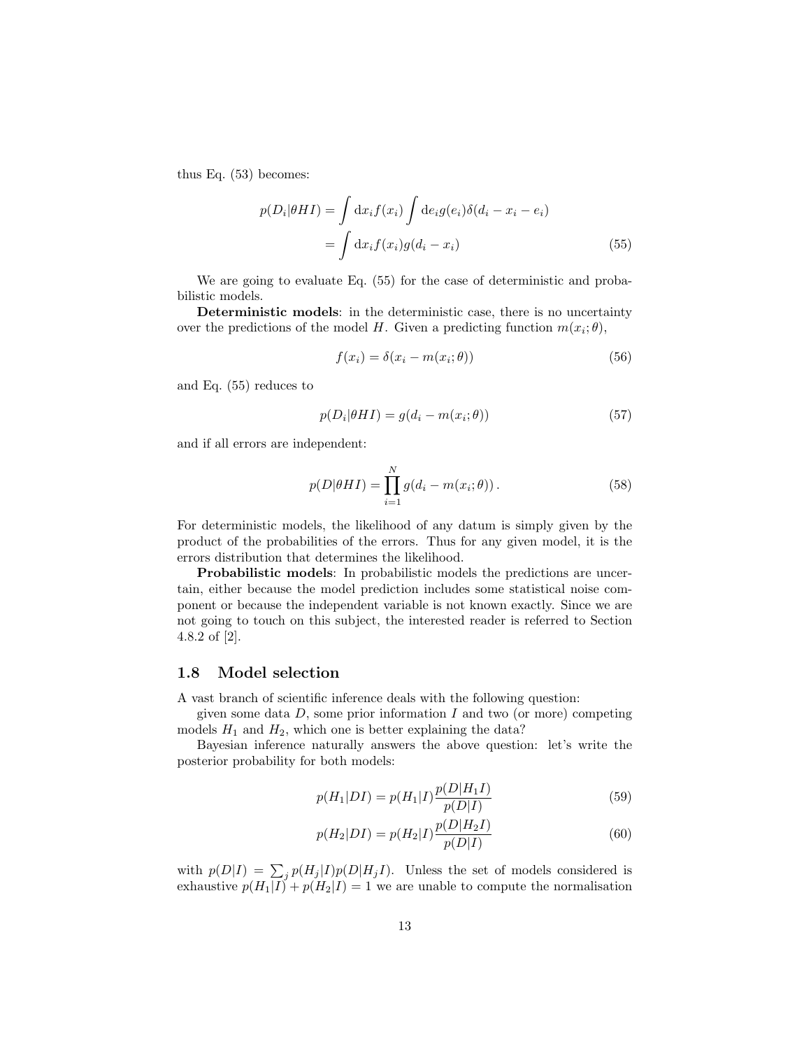thus Eq. (53) becomes:

$$
\begin{aligned}
p(D_i|\theta HI) &= \int \mathrm{d}x_i f(x_i) \int \mathrm{d}e_i g(e_i) \delta(d_i - x_i - e_i) \\
&= \int \mathrm{d}x_i f(x_i) g(d_i - x_i)
\end{aligned}
\tag{55}
$$

We are going to evaluate Eq. (55) for the case of deterministic and probabilistic models.

**Deterministic models**: in the deterministic case, there is no uncertainty over the predictions of the model $H$. Given a predicting function $m(x_i;\theta)$,

$$
f(x_i) = \delta(x_i - m(x_i;\theta)) \tag{56}
$$

and Eq. (55) reduces to

$$
p(D_i|\theta HI) = g(d_i - m(x_i;\theta)) \tag{57}
$$

and if all errors are independent:

$$
p(D|\theta HI) = \prod_{i=1}^{N} g(d_i - m(x_i;\theta)) \,. \tag{58}
$$

For deterministic models, the likelihood of any datum is simply given by the product of the probabilities of the errors. Thus for any given model, it is the errors distribution that determines the likelihood.

**Probabilistic models**: In probabilistic models the predictions are uncertain, either because the model prediction includes some statistical noise component or because the independent variable is not known exactly. Since we are not going to touch on this subject, the interested reader is referred to Section 4.8.2 of [2].

## 1.8 Model selection

A vast branch of scientific inference deals with the following question:

given some data $D$, some prior information $I$ and two (or more) competing models $H_1$ and $H_2$, which one is better explaining the data?

Bayesian inference naturally answers the above question: let's write the posterior probability for both models:

$$
p(H_1|DI) = p(H_1|I)\frac{p(D|H_1 I)}{p(D|I)} \tag{59}
$$

$$
p(H_2|DI) = p(H_2|I)\frac{p(D|H_2 I)}{p(D|I)} \tag{60}
$$

with $p(D|I) = \sum_j p(H_j|I)p(D|H_j I)$. Unless the set of models considered is exhaustive $p(H_1|I) + p(H_2|I) = 1$ we are unable to compute the normalisation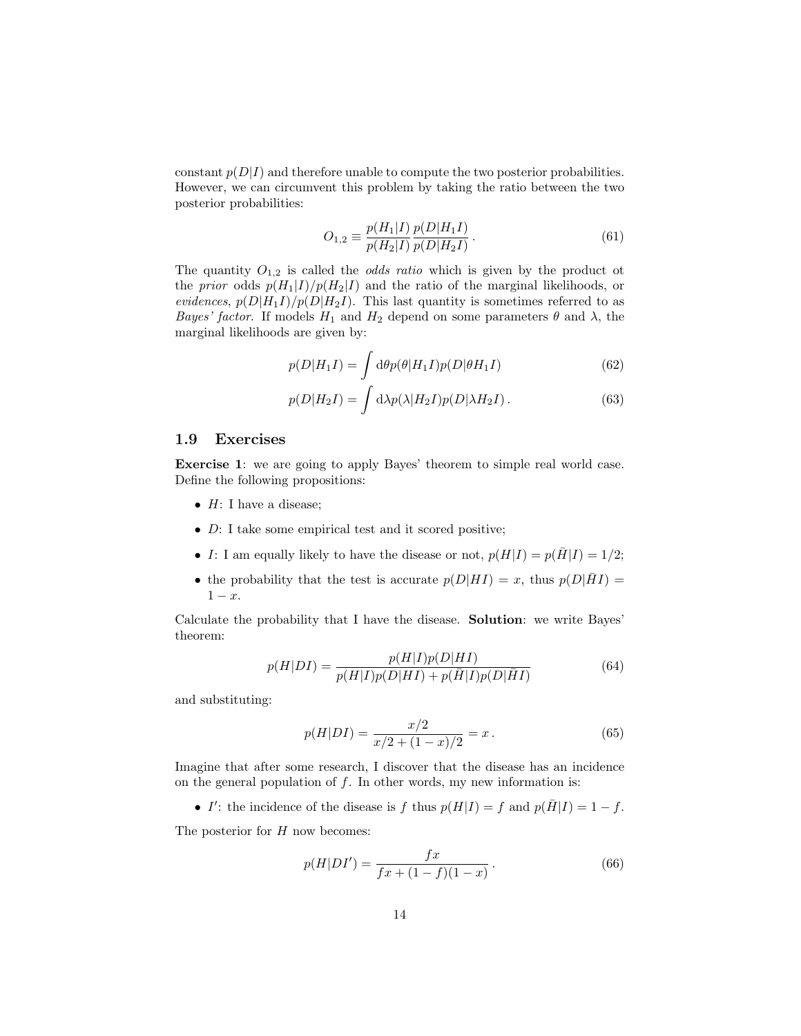constant $p(D|I)$ and therefore unable to compute the two posterior probabilities. However, we can circumvent this problem by taking the ratio between the two posterior probabilities:

$$O_{1,2} \equiv \frac{p(H_1|I)}{p(H_2|I)} \frac{p(D|H_1 I)}{p(D|H_2 I)} \,. \tag{61}$$

The quantity $O_{1,2}$ is called the *odds ratio* which is given by the product ot the *prior* odds $p(H_1|I)/p(H_2|I)$ and the ratio of the marginal likelihoods, or *evidences*, $p(D|H_1 I)/p(D|H_2 I)$. This last quantity is sometimes referred to as *Bayes' factor*. If models $H_1$ and $H_2$ depend on some parameters $\theta$ and $\lambda$, the marginal likelihoods are given by:

$$p(D|H_1 I) = \int \mathrm{d}\theta p(\theta|H_1 I) p(D|\theta H_1 I) \tag{62}$$

$$p(D|H_2 I) = \int \mathrm{d}\lambda p(\lambda|H_2 I) p(D|\lambda H_2 I) \,. \tag{63}$$

## 1.9 Exercises

**Exercise 1**: we are going to apply Bayes' theorem to simple real world case. Define the following propositions:

- $H$: I have a disease;
- $D$: I take some empirical test and it scored positive;
- $I$: I am equally likely to have the disease or not, $p(H|I) = p(\bar{H}|I) = 1/2$;
- the probability that the test is accurate $p(D|HI) = x$, thus $p(D|\bar{H}I) = 1 - x$.

Calculate the probability that I have the disease. **Solution**: we write Bayes' theorem:

$$p(H|DI) = \frac{p(H|I)p(D|HI)}{p(H|I)p(D|HI) + p(\bar{H}|I)p(D|\bar{H}I)} \tag{64}$$

and substituting:

$$p(H|DI) = \frac{x/2}{x/2 + (1-x)/2} = x \,. \tag{65}$$

Imagine that after some research, I discover that the disease has an incidence on the general population of $f$. In other words, my new information is:

- $I'$: the incidence of the disease is $f$ thus $p(H|I) = f$ and $p(\bar{H}|I) = 1 - f$.

The posterior for $H$ now becomes:

$$p(H|DI') = \frac{fx}{fx + (1-f)(1-x)} \,. \tag{66}$$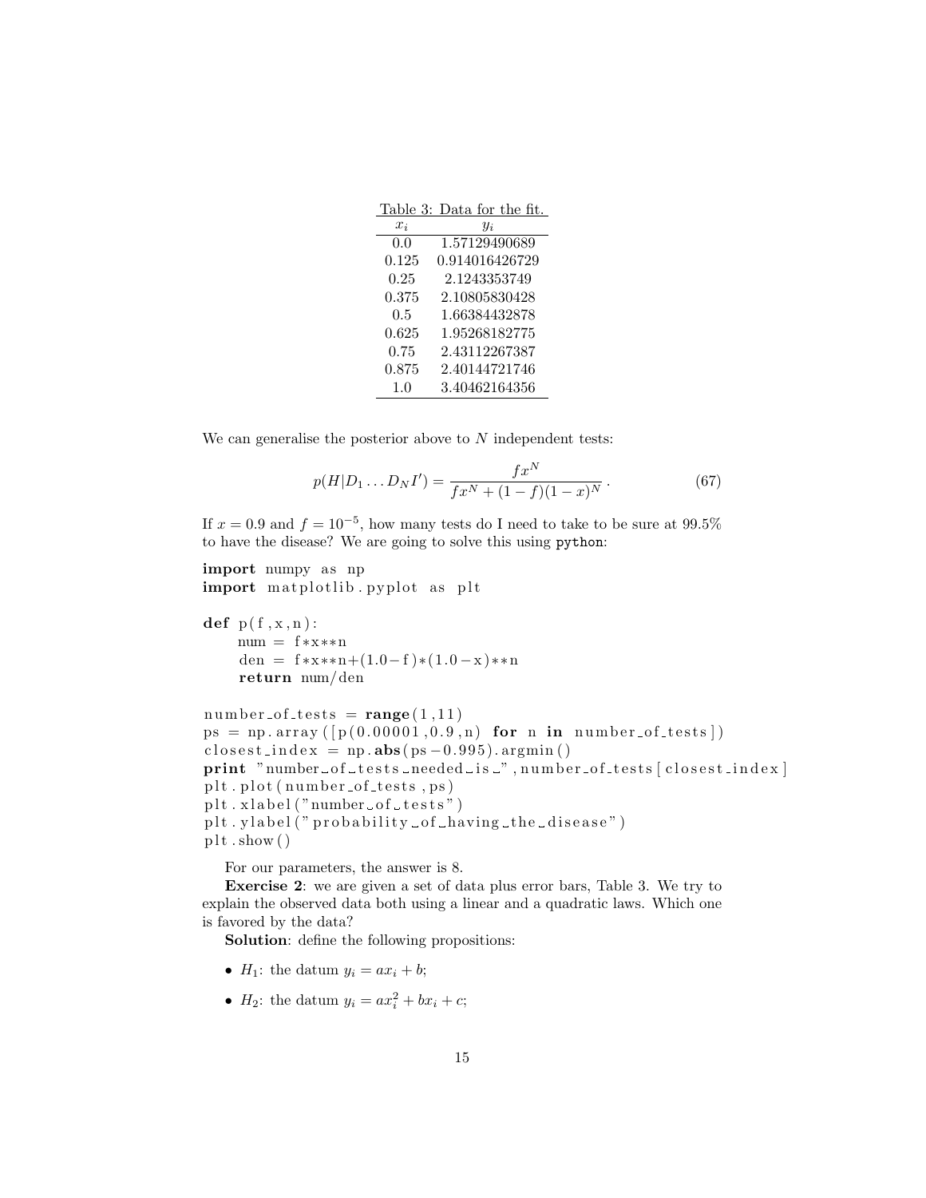Table 3: Data for the fit.

| $x_i$ | $y_i$ |
|---|---|
| 0.0 | 1.57129490689 |
| 0.125 | 0.914016426729 |
| 0.25 | 2.1243353749 |
| 0.375 | 2.10805830428 |
| 0.5 | 1.66384432878 |
| 0.625 | 1.95268182775 |
| 0.75 | 2.43112267387 |
| 0.875 | 2.40144721746 |
| 1.0 | 3.40462164356 |

We can generalise the posterior above to $N$ independent tests:

$$p(H|D_1 \dots D_N I') = \frac{f x^N}{f x^N + (1-f)(1-x)^N} \,. \tag{67}$$

If $x = 0.9$ and $f = 10^{-5}$, how many tests do I need to take to be sure at 99.5% to have the disease? We are going to solve this using `python`:

```
import numpy as np
import matplotlib.pyplot as plt

def p(f,x,n):
    num = f*x**n
    den = f*x**n+(1.0-f)*(1.0-x)**n
    return num/den

number_of_tests = range(1,11)
ps = np.array([p(0.00001,0.9,n) for n in number_of_tests])
closest_index = np.abs(ps-0.995).argmin()
print "number of tests needed is ", number_of_tests[closest_index]
plt.plot(number_of_tests,ps)
plt.xlabel("number of tests")
plt.ylabel("probability of having the disease")
plt.show()
```

For our parameters, the answer is 8.

**Exercise 2**: we are given a set of data plus error bars, Table 3. We try to explain the observed data both using a linear and a quadratic laws. Which one is favored by the data?

**Solution**: define the following propositions:

- $H_1$: the datum $y_i = a x_i + b$;
- $H_2$: the datum $y_i = a x_i^2 + b x_i + c$;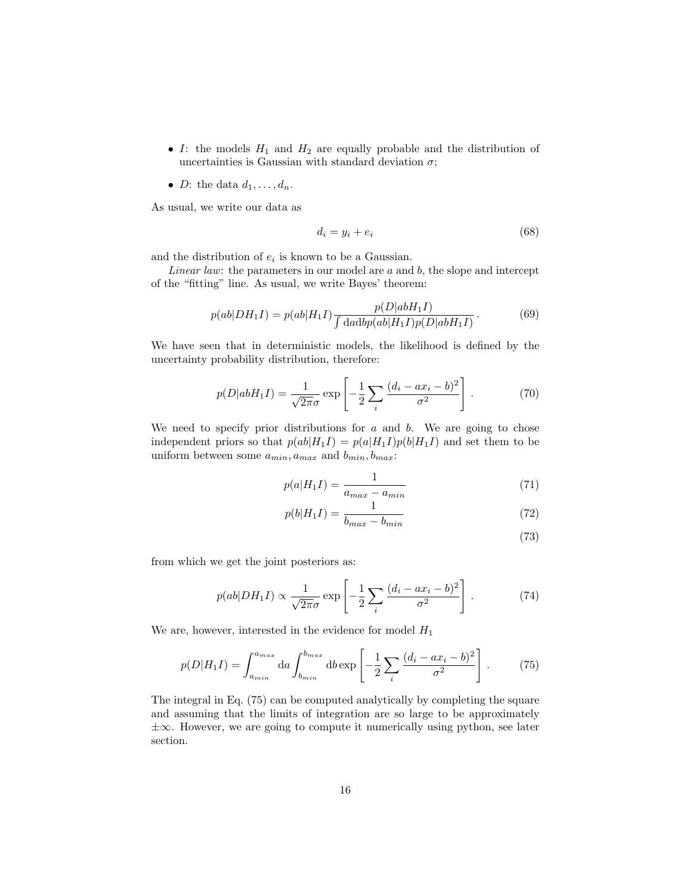- $I$: the models $H_1$ and $H_2$ are equally probable and the distribution of uncertainties is Gaussian with standard deviation $\sigma$;
- $D$: the data $d_1, \ldots, d_n$.

As usual, we write our data as

$$d_i = y_i + e_i \tag{68}$$

and the distribution of $e_i$ is known to be a Gaussian.

*Linear law*: the parameters in our model are $a$ and $b$, the slope and intercept of the "fitting" line. As usual, we write Bayes' theorem:

$$p(ab|DH_1I) = p(ab|H_1I)\frac{p(D|abH_1I)}{\int \mathrm{d}a\mathrm{d}b p(ab|H_1I)p(D|abH_1I)}\,. \tag{69}$$

We have seen that in deterministic models, the likelihood is defined by the uncertainty probability distribution, therefore:

$$p(D|abH_1I) = \frac{1}{\sqrt{2\pi}\sigma}\exp\left[-\frac{1}{2}\sum_i\frac{(d_i - ax_i - b)^2}{\sigma^2}\right]\,. \tag{70}$$

We need to specify prior distributions for $a$ and $b$. We are going to chose independent priors so that $p(ab|H_1I) = p(a|H_1I)p(b|H_1I)$ and set them to be uniform between some $a_{min}, a_{max}$ and $b_{min}, b_{max}$:

$$p(a|H_1I) = \frac{1}{a_{max} - a_{min}} \tag{71}$$

$$p(b|H_1I) = \frac{1}{b_{max} - b_{min}} \tag{72}$$

$$\tag{73}$$

from which we get the joint posteriors as:

$$p(ab|DH_1I) \propto \frac{1}{\sqrt{2\pi}\sigma}\exp\left[-\frac{1}{2}\sum_i\frac{(d_i - ax_i - b)^2}{\sigma^2}\right]\,. \tag{74}$$

We are, however, interested in the evidence for model $H_1$

$$p(D|H_1I) = \int_{a_{min}}^{a_{max}}\mathrm{d}a\int_{b_{min}}^{b_{max}}\mathrm{d}b\exp\left[-\frac{1}{2}\sum_i\frac{(d_i - ax_i - b)^2}{\sigma^2}\right]\,. \tag{75}$$

The integral in Eq. (75) can be computed analytically by completing the square and assuming that the limits of integration are so large to be approximately $\pm\infty$. However, we are going to compute it numerically using python, see later section.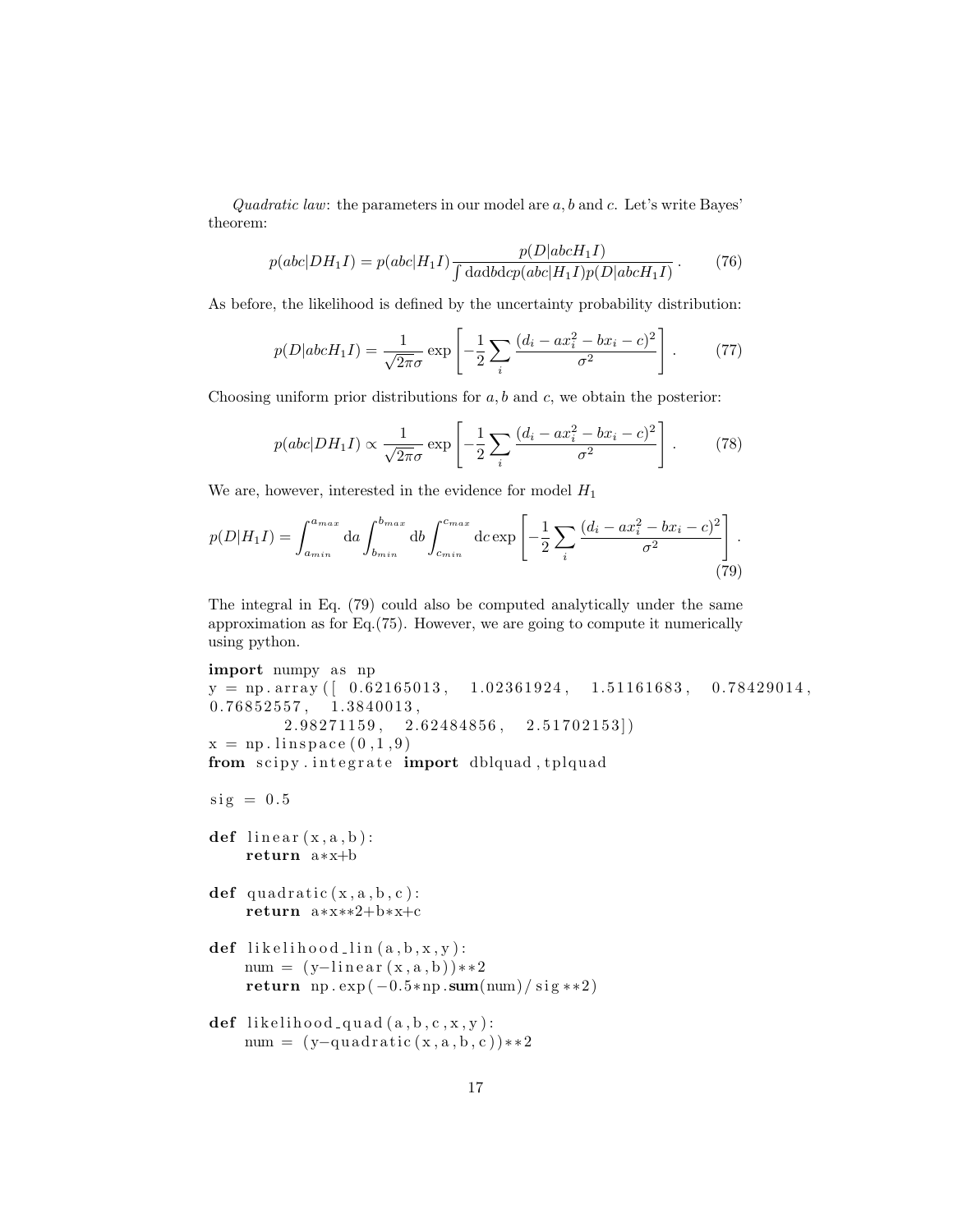*Quadratic law*: the parameters in our model are $a, b$ and $c$. Let's write Bayes' theorem:

$$p(abc|DH_1I) = p(abc|H_1I)\frac{p(D|abcH_1I)}{\int \mathrm{d}a\mathrm{d}b\mathrm{d}c p(abc|H_1I)p(D|abcH_1I)} . \tag{76}$$

As before, the likelihood is defined by the uncertainty probability distribution:

$$p(D|abcH_1I) = \frac{1}{\sqrt{2\pi}\sigma}\exp\left[-\frac{1}{2}\sum_i \frac{(d_i - ax_i^2 - bx_i - c)^2}{\sigma^2}\right] . \tag{77}$$

Choosing uniform prior distributions for $a, b$ and $c$, we obtain the posterior:

$$p(abc|DH_1I) \propto \frac{1}{\sqrt{2\pi}\sigma}\exp\left[-\frac{1}{2}\sum_i \frac{(d_i - ax_i^2 - bx_i - c)^2}{\sigma^2}\right] . \tag{78}$$

We are, however, interested in the evidence for model $H_1$

$$p(D|H_1I) = \int_{a_{min}}^{a_{max}} \mathrm{d}a \int_{b_{min}}^{b_{max}} \mathrm{d}b \int_{c_{min}}^{c_{max}} \mathrm{d}c \exp\left[-\frac{1}{2}\sum_i \frac{(d_i - ax_i^2 - bx_i - c)^2}{\sigma^2}\right] . \tag{79}$$

The integral in Eq. (79) could also be computed analytically under the same approximation as for Eq.(75). However, we are going to compute it numerically using python.

```
import numpy as np
y = np.array([  0.62165013,   1.02361924,   1.51161683,   0.78429014,
0.76852557,   1.3840013,
         2.98271159,   2.62484856,   2.51702153])
x = np.linspace(0,1,9)
from scipy.integrate import dblquad,tplquad

sig = 0.5

def linear(x,a,b):
    return a*x+b

def quadratic(x,a,b,c):
    return a*x**2+b*x+c

def likelihood_lin(a,b,x,y):
    num = (y-linear(x,a,b))**2
    return np.exp(-0.5*np.sum(num)/sig**2)

def likelihood_quad(a,b,c,x,y):
    num = (y-quadratic(x,a,b,c))**2
```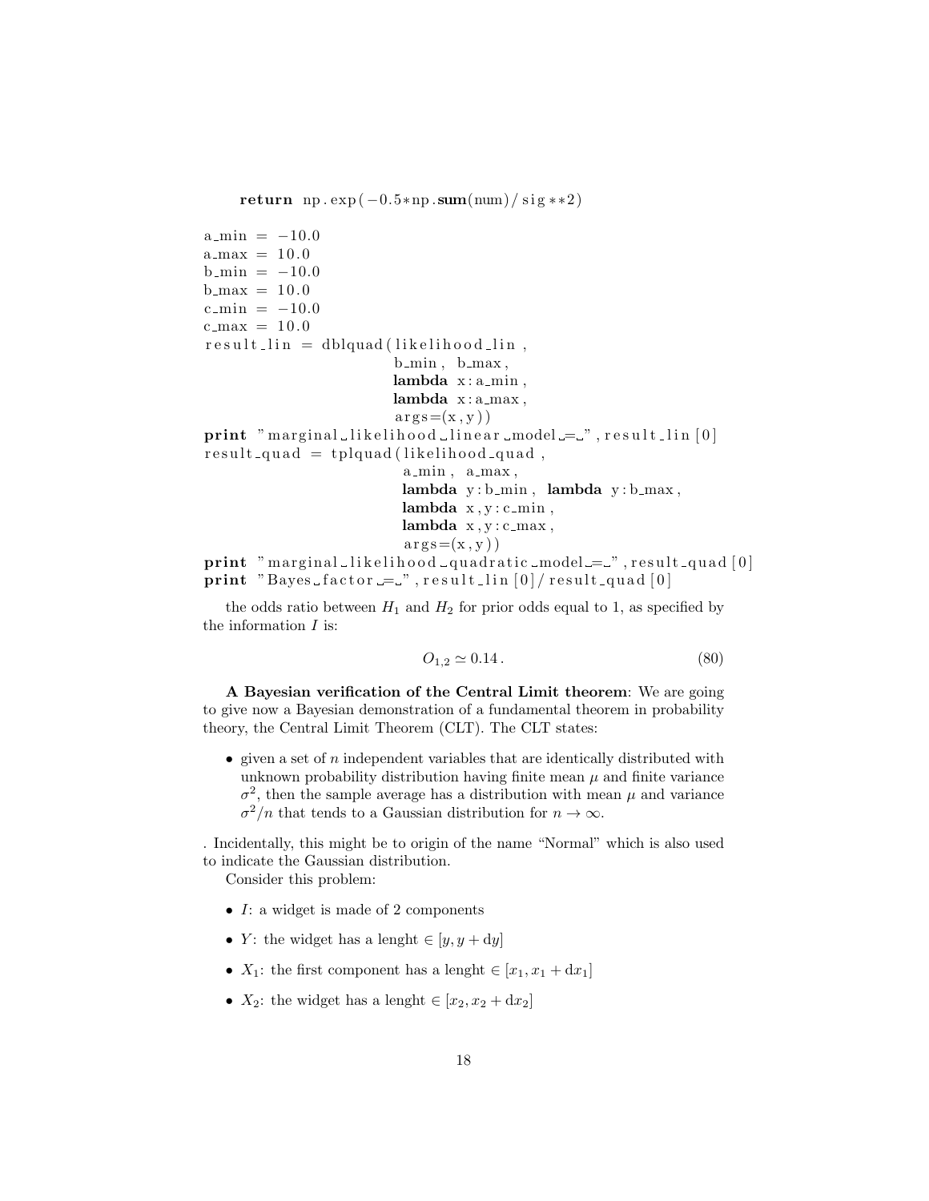```
    return np.exp(-0.5*np.sum(num)/sig**2)

a_min = -10.0
a_max = 10.0
b_min = -10.0
b_max = 10.0
c_min = -10.0
c_max = 10.0
result_lin = dblquad(likelihood_lin,
                      b_min, b_max,
                      lambda x:a_min,
                      lambda x:a_max,
                      args=(x,y))
print "marginal likelihood linear model = ", result_lin[0]
result_quad = tplquad(likelihood_quad,
                       a_min, a_max,
                       lambda y:b_min, lambda y:b_max,
                       lambda x,y:c_min,
                       lambda x,y:c_max,
                       args=(x,y))
print "marginal likelihood quadratic model = ", result_quad[0]
print "Bayes factor = ", result_lin[0]/result_quad[0]
```

the odds ratio between $H_1$ and $H_2$ for prior odds equal to 1, as specified by the information $I$ is:

$$O_{1,2} \simeq 0.14\,. \tag{80}$$

**A Bayesian verification of the Central Limit theorem**: We are going to give now a Bayesian demonstration of a fundamental theorem in probability theory, the Central Limit Theorem (CLT). The CLT states:

- given a set of $n$ independent variables that are identically distributed with unknown probability distribution having finite mean $\mu$ and finite variance $\sigma^2$, then the sample average has a distribution with mean $\mu$ and variance $\sigma^2/n$ that tends to a Gaussian distribution for $n \to \infty$.

. Incidentally, this might be to origin of the name "Normal" which is also used to indicate the Gaussian distribution.

Consider this problem:

- $I$: a widget is made of 2 components
- $Y$: the widget has a lenght $\in [y, y + \mathrm{d}y]$
- $X_1$: the first component has a lenght $\in [x_1, x_1 + \mathrm{d}x_1]$
- $X_2$: the widget has a lenght $\in [x_2, x_2 + \mathrm{d}x_2]$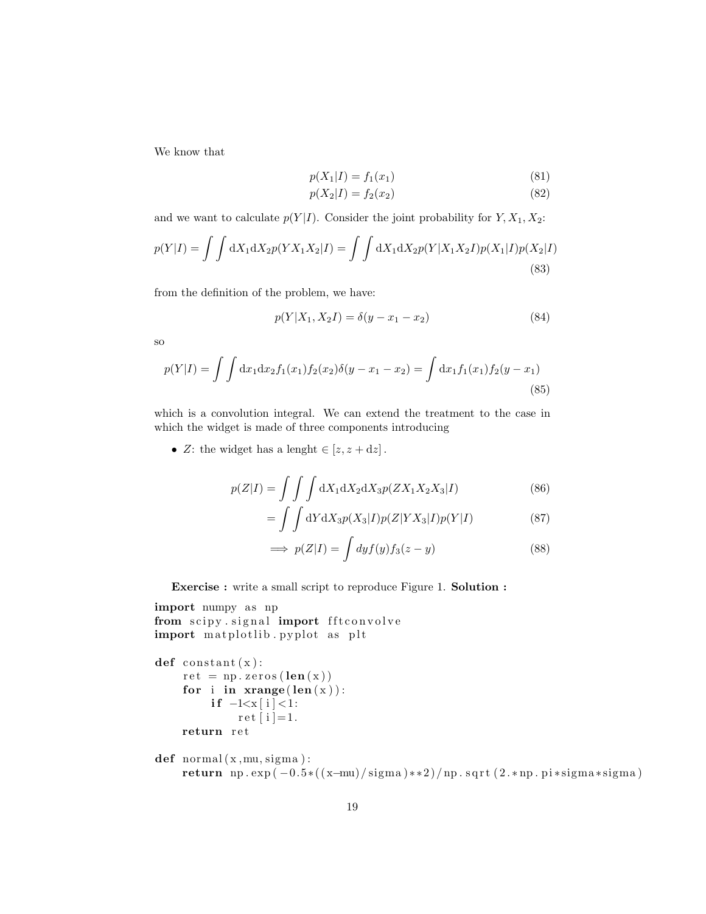We know that

$$p(X_1|I) = f_1(x_1) \tag{81}$$

$$p(X_2|I) = f_2(x_2) \tag{82}$$

and we want to calculate $p(Y|I)$. Consider the joint probability for $Y, X_1, X_2$:

$$p(Y|I) = \int\int \mathrm{d}X_1 \mathrm{d}X_2 p(YX_1X_2|I) = \int\int \mathrm{d}X_1 \mathrm{d}X_2 p(Y|X_1X_2I)p(X_1|I)p(X_2|I) \tag{83}$$

from the definition of the problem, we have:

$$p(Y|X_1, X_2I) = \delta(y - x_1 - x_2) \tag{84}$$

so

$$p(Y|I) = \int\int \mathrm{d}x_1 \mathrm{d}x_2 f_1(x_1)f_2(x_2)\delta(y - x_1 - x_2) = \int \mathrm{d}x_1 f_1(x_1)f_2(y - x_1) \tag{85}$$

which is a convolution integral. We can extend the treatment to the case in which the widget is made of three components introducing

- $Z$: the widget has a lenght $\in [z, z + \mathrm{d}z]$.

$$p(Z|I) = \int\int\int \mathrm{d}X_1 \mathrm{d}X_2 \mathrm{d}X_3 p(ZX_1X_2X_3|I) \tag{86}$$

$$= \int\int \mathrm{d}Y \mathrm{d}X_3 p(X_3|I)p(Z|YX_3|I)p(Y|I) \tag{87}$$

$$\implies p(Z|I) = \int dy f(y) f_3(z - y) \tag{88}$$

**Exercise :** write a small script to reproduce Figure 1. **Solution :**

```
import numpy as np
from scipy.signal import fftconvolve
import matplotlib.pyplot as plt

def constant(x):
    ret = np.zeros(len(x))
    for i in xrange(len(x)):
        if -1<x[i]<1:
            ret[i]=1.
    return ret

def normal(x,mu,sigma):
    return np.exp(-0.5*((x-mu)/sigma)**2)/np.sqrt(2.*np.pi*sigma*sigma)
```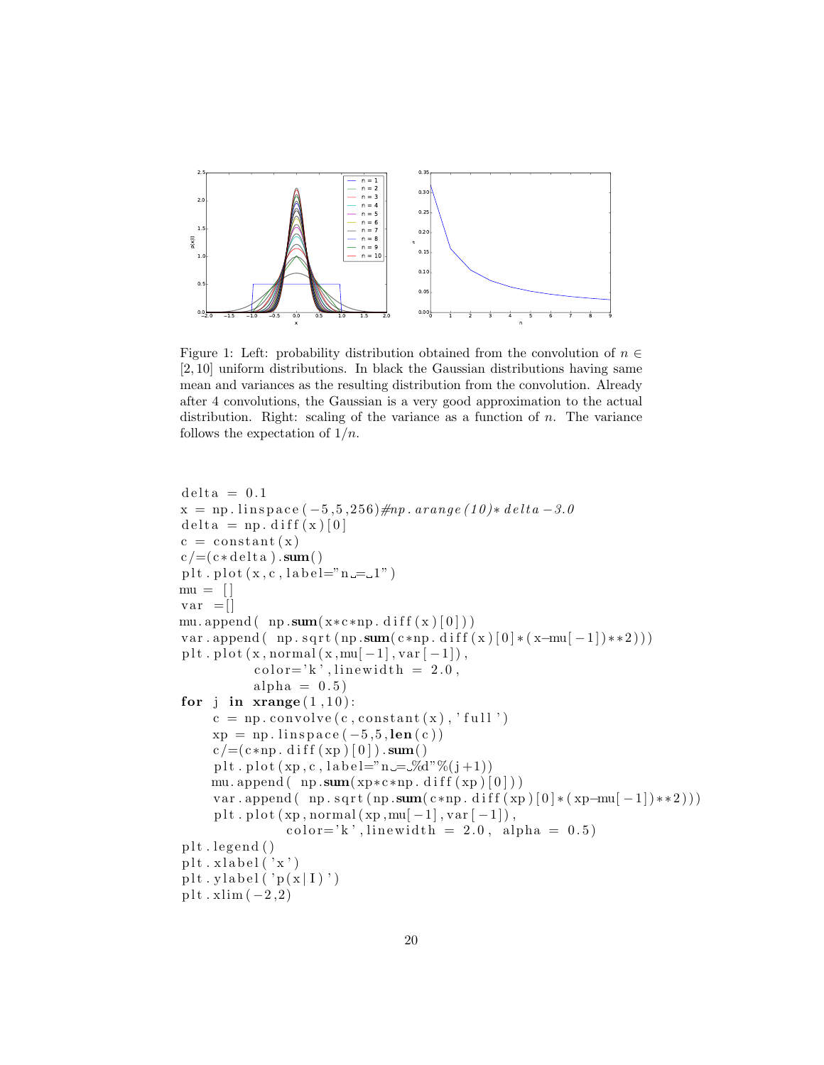Figure 1: Left: probability distribution obtained from the convolution of $n \in [2, 10]$ uniform distributions. In black the Gaussian distributions having same mean and variances as the resulting distribution from the convolution. Already after 4 convolutions, the Gaussian is a very good approximation to the actual distribution. Right: scaling of the variance as a function of $n$. The variance follows the expectation of $1/n$.

```
delta = 0.1
x = np.linspace(-5,5,256)#np.arange(10)*delta-3.0
delta = np.diff(x)[0]
c = constant(x)
c/=(c*delta).sum()
plt.plot(x,c,label="n = 1")
mu = []
var =[]
mu.append( np.sum(x*c*np.diff(x)[0]))
var.append( np.sqrt(np.sum(c*np.diff(x)[0]*(x-mu[-1])**2)))
plt.plot(x,normal(x,mu[-1],var[-1]),
         color='k',linewidth = 2.0,
         alpha = 0.5)
for j in xrange(1,10):
    c = np.convolve(c,constant(x),'full')
    xp = np.linspace(-5,5,len(c))
    c/=(c*np.diff(xp)[0]).sum()
    plt.plot(xp,c,label="n = %d"%(j+1))
    mu.append( np.sum(xp*c*np.diff(xp)[0]))
    var.append( np.sqrt(np.sum(c*np.diff(xp)[0]*(xp-mu[-1])**2)))
    plt.plot(xp,normal(xp,mu[-1],var[-1]),
             color='k',linewidth = 2.0, alpha = 0.5)
plt.legend()
plt.xlabel('x')
plt.ylabel('p(x|I)')
plt.xlim(-2,2)
```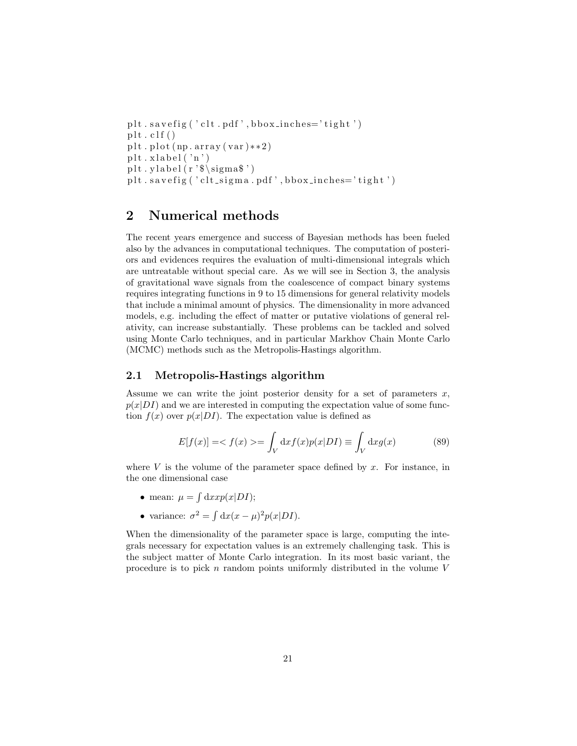```
plt.savefig('clt.pdf',bbox_inches='tight')
plt.clf()
plt.plot(np.array(var)**2)
plt.xlabel('n')
plt.ylabel(r'$\sigma$')
plt.savefig('clt_sigma.pdf',bbox_inches='tight')
```

# 2 Numerical methods

The recent years emergence and success of Bayesian methods has been fueled also by the advances in computational techniques. The computation of posteriors and evidences requires the evaluation of multi-dimensional integrals which are untreatable without special care. As we will see in Section 3, the analysis of gravitational wave signals from the coalescence of compact binary systems requires integrating functions in 9 to 15 dimensions for general relativity models that include a minimal amount of physics. The dimensionality in more advanced models, e.g. including the effect of matter or putative violations of general relativity, can increase substantially. These problems can be tackled and solved using Monte Carlo techniques, and in particular Markhov Chain Monte Carlo (MCMC) methods such as the Metropolis-Hastings algorithm.

## 2.1 Metropolis-Hastings algorithm

Assume we can write the joint posterior density for a set of parameters $x$, $p(x|DI)$ and we are interested in computing the expectation value of some function $f(x)$ over $p(x|DI)$. The expectation value is defined as

$$E[f(x)] =< f(x) >= \int_V \mathrm{d}x f(x) p(x|DI) \equiv \int_V \mathrm{d}x g(x) \tag{89}$$

where $V$ is the volume of the parameter space defined by $x$. For instance, in the one dimensional case

- mean: $\mu = \int \mathrm{d}x x p(x|DI)$;
- variance: $\sigma^2 = \int \mathrm{d}x (x-\mu)^2 p(x|DI)$.

When the dimensionality of the parameter space is large, computing the integrals necessary for expectation values is an extremely challenging task. This is the subject matter of Monte Carlo integration. In its most basic variant, the procedure is to pick $n$ random points uniformly distributed in the volume $V$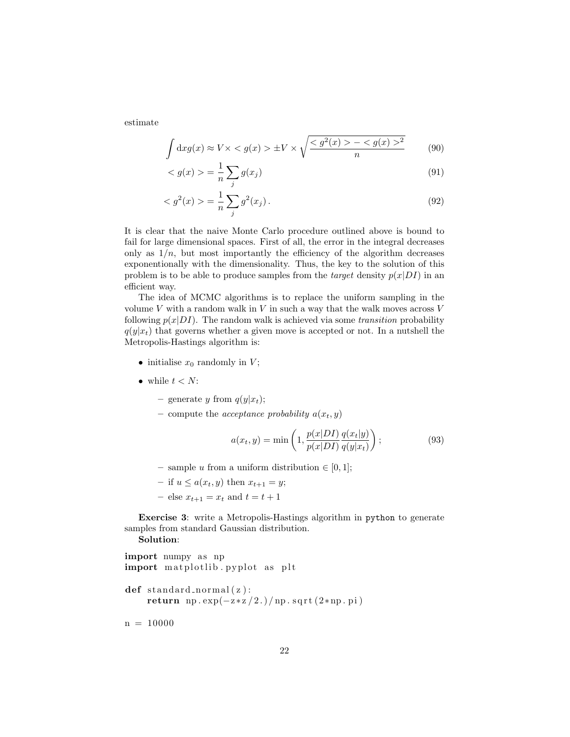estimate

$$\int \mathrm{d}x g(x) \approx V \times < g(x) > \pm V \times \sqrt{\frac{< g^2(x) > - < g(x) >^2}{n}} \tag{90}$$

$$< g(x) > = \frac{1}{n} \sum_j g(x_j) \tag{91}$$

$$< g^2(x) > = \frac{1}{n} \sum_j g^2(x_j) \,. \tag{92}$$

It is clear that the naive Monte Carlo procedure outlined above is bound to fail for large dimensional spaces. First of all, the error in the integral decreases only as $1/n$, but most importantly the efficiency of the algorithm decreases exponentionally with the dimensionality. Thus, the key to the solution of this problem is to be able to produce samples from the *target* density $p(x|DI)$ in an efficient way.

The idea of MCMC algorithms is to replace the uniform sampling in the volume $V$ with a random walk in $V$ in such a way that the walk moves across $V$ following $p(x|DI)$. The random walk is achieved via some *transition* probability $q(y|x_t)$ that governs whether a given move is accepted or not. In a nutshell the Metropolis-Hastings algorithm is:

- initialise $x_0$ randomly in $V$;
- while $t < N$:
  - generate $y$ from $q(y|x_t)$;
  - compute the *acceptance probability* $a(x_t, y)$

$$a(x_t, y) = \min\left(1, \frac{p(x|DI)}{p(x|DI)} \frac{q(x_t|y)}{q(y|x_t)}\right); \tag{93}$$

  - sample $u$ from a uniform distribution $\in [0, 1]$;
  - if $u \leq a(x_t, y)$ then $x_{t+1} = y$;
  - else $x_{t+1} = x_t$ and $t = t + 1$

**Exercise 3**: write a Metropolis-Hastings algorithm in `python` to generate samples from standard Gaussian distribution.

**Solution**:

```
import numpy as np
import matplotlib.pyplot as plt

def standard_normal(z):
    return np.exp(-z*z/2.)/np.sqrt(2*np.pi)

n = 10000
```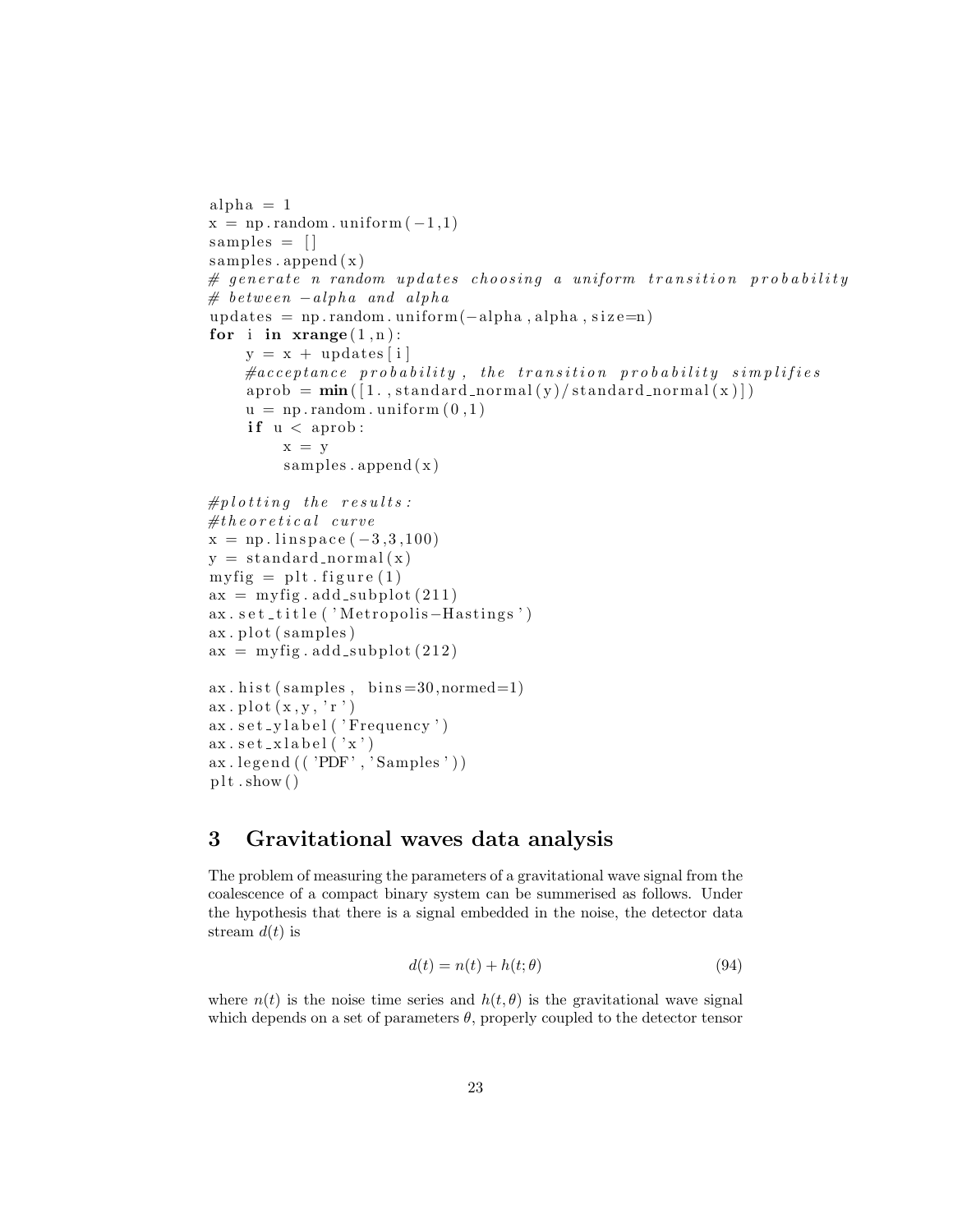```
alpha = 1
x = np.random.uniform(-1,1)
samples = []
samples.append(x)
# generate n random updates choosing a uniform transition probability
# between -alpha and alpha
updates = np.random.uniform(-alpha,alpha,size=n)
for i in xrange(1,n):
    y = x + updates[i]
    #acceptance probability, the transition probability simplifies
    aprob = min([1.,standard_normal(y)/standard_normal(x)])
    u = np.random.uniform(0,1)
    if u < aprob:
        x = y
        samples.append(x)

#plotting the results:
#theoretical curve
x = np.linspace(-3,3,100)
y = standard_normal(x)
myfig = plt.figure(1)
ax = myfig.add_subplot(211)
ax.set_title('Metropolis-Hastings')
ax.plot(samples)
ax = myfig.add_subplot(212)

ax.hist(samples, bins=30,normed=1)
ax.plot(x,y,'r')
ax.set_ylabel('Frequency')
ax.set_xlabel('x')
ax.legend(('PDF','Samples'))
plt.show()
```

## 3 Gravitational waves data analysis

The problem of measuring the parameters of a gravitational wave signal from the coalescence of a compact binary system can be summerised as follows. Under the hypothesis that there is a signal embedded in the noise, the detector data stream $d(t)$ is

$$d(t) = n(t) + h(t;\theta) \tag{94}$$

where $n(t)$ is the noise time series and $h(t,\theta)$ is the gravitational wave signal which depends on a set of parameters $\theta$, properly coupled to the detector tensor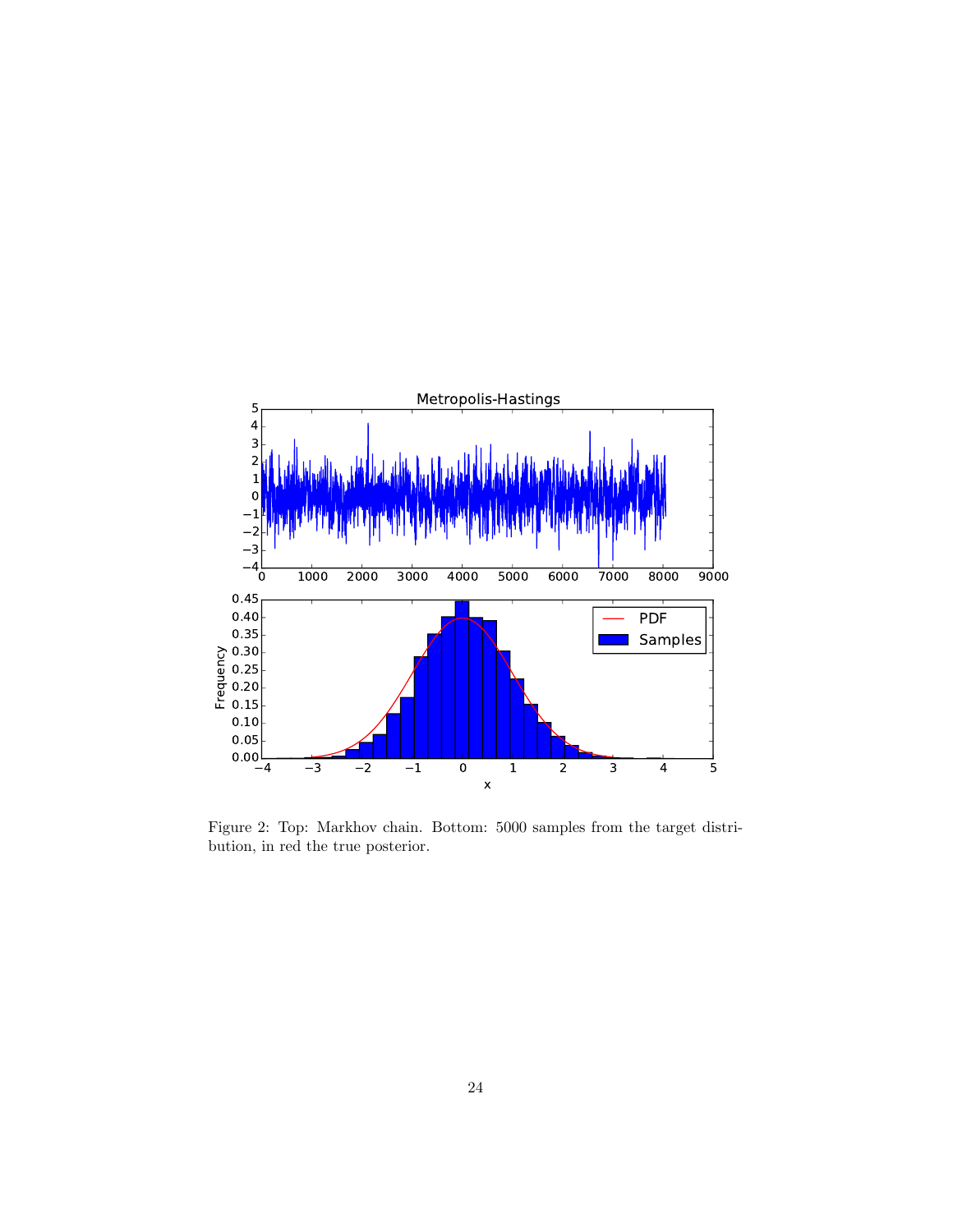Figure 2: Top: Markhov chain. Bottom: 5000 samples from the target distribution, in red the true posterior.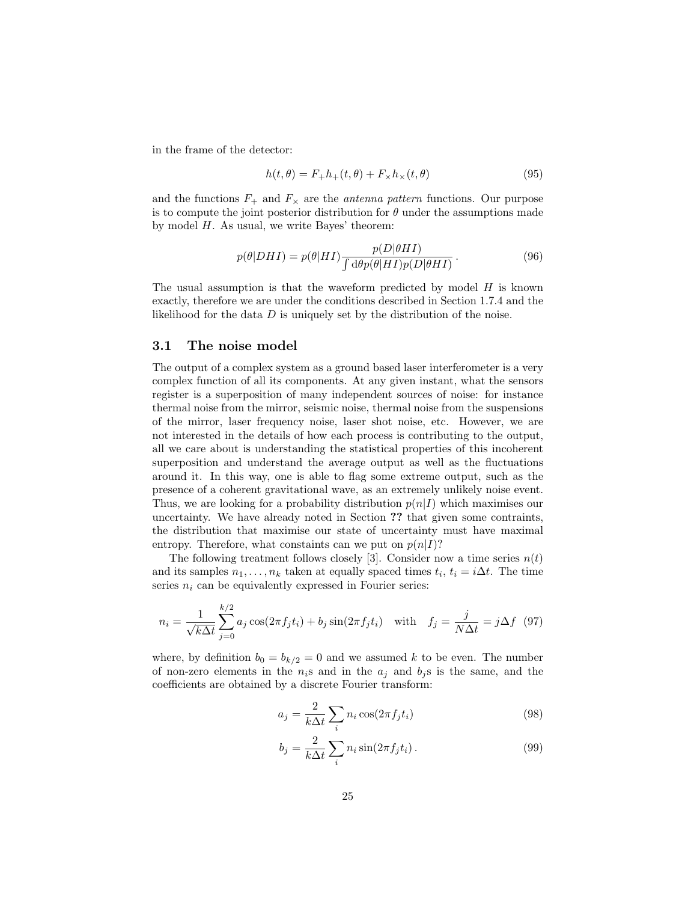in the frame of the detector:

$$h(t, \theta) = F_+ h_+(t, \theta) + F_\times h_\times(t, \theta) \tag{95}$$

and the functions $F_+$ and $F_\times$ are the *antenna pattern* functions. Our purpose is to compute the joint posterior distribution for $\theta$ under the assumptions made by model $H$. As usual, we write Bayes' theorem:

$$p(\theta|DHI) = p(\theta|HI) \frac{p(D|\theta HI)}{\int \mathrm{d}\theta p(\theta|HI) p(D|\theta HI)} \,. \tag{96}$$

The usual assumption is that the waveform predicted by model $H$ is known exactly, therefore we are under the conditions described in Section 1.7.4 and the likelihood for the data $D$ is uniquely set by the distribution of the noise.

## 3.1 The noise model

The output of a complex system as a ground based laser interferometer is a very complex function of all its components. At any given instant, what the sensors register is a superposition of many independent sources of noise: for instance thermal noise from the mirror, seismic noise, thermal noise from the suspensions of the mirror, laser frequency noise, laser shot noise, etc. However, we are not interested in the details of how each process is contributing to the output, all we care about is understanding the statistical properties of this incoherent superposition and understand the average output as well as the fluctuations around it. In this way, one is able to flag some extreme output, such as the presence of a coherent gravitational wave, as an extremely unlikely noise event. Thus, we are looking for a probability distribution $p(n|I)$ which maximises our uncertainty. We have already noted in Section **??** that given some contraints, the distribution that maximise our state of uncertainty must have maximal entropy. Therefore, what constaints can we put on $p(n|I)$?

The following treatment follows closely [3]. Consider now a time series $n(t)$ and its samples $n_1, \ldots, n_k$ taken at equally spaced times $t_i$, $t_i = i\Delta t$. The time series $n_i$ can be equivalently expressed in Fourier series:

$$n_i = \frac{1}{\sqrt{k\Delta t}} \sum_{j=0}^{k/2} a_j \cos(2\pi f_j t_i) + b_j \sin(2\pi f_j t_i) \quad \text{with} \quad f_j = \frac{j}{N\Delta t} = j\Delta f \tag{97}$$

where, by definition $b_0 = b_{k/2} = 0$ and we assumed $k$ to be even. The number of non-zero elements in the $n_i$s and in the $a_j$ and $b_j$s is the same, and the coefficients are obtained by a discrete Fourier transform:

$$a_j = \frac{2}{k\Delta t} \sum_i n_i \cos(2\pi f_j t_i) \tag{98}$$

$$b_j = \frac{2}{k\Delta t} \sum_i n_i \sin(2\pi f_j t_i) \,. \tag{99}$$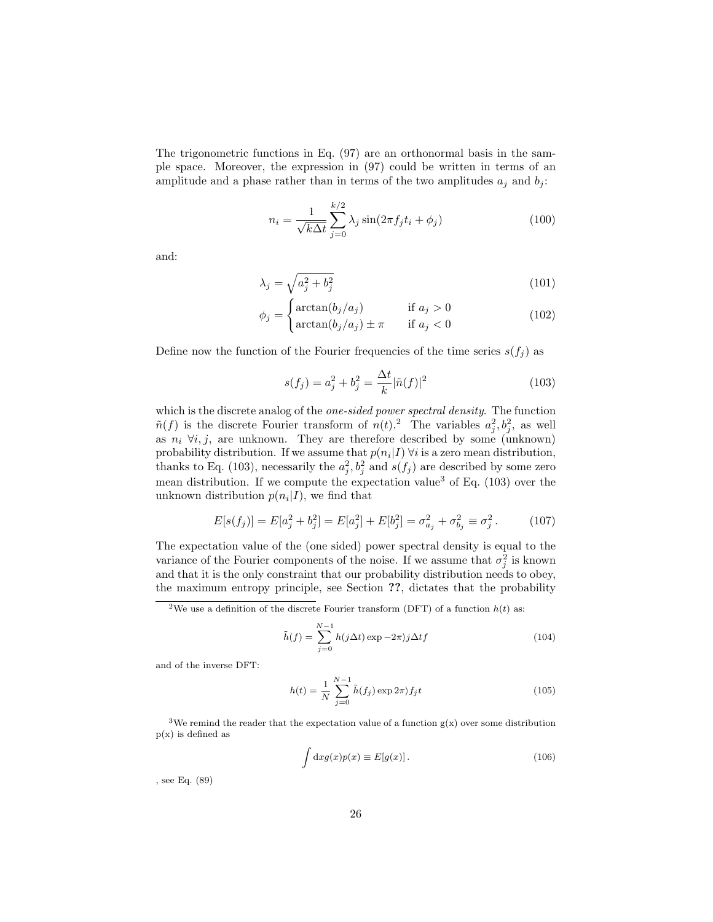The trigonometric functions in Eq. (97) are an orthonormal basis in the sample space. Moreover, the expression in (97) could be written in terms of an amplitude and a phase rather than in terms of the two amplitudes $a_j$ and $b_j$:

$$n_i = \frac{1}{\sqrt{k\Delta t}} \sum_{j=0}^{k/2} \lambda_j \sin(2\pi f_j t_i + \phi_j) \tag{100}$$

and:

$$\lambda_j = \sqrt{a_j^2 + b_j^2} \tag{101}$$

$$\phi_j = \begin{cases} \arctan(b_j/a_j) & \text{if } a_j > 0 \\ \arctan(b_j/a_j) \pm \pi & \text{if } a_j < 0 \end{cases} \tag{102}$$

Define now the function of the Fourier frequencies of the time series $s(f_j)$ as

$$s(f_j) = a_j^2 + b_j^2 = \frac{\Delta t}{k} |\tilde{n}(f)|^2 \tag{103}$$

which is the discrete analog of the *one-sided power spectral density*. The function $\tilde{n}(f)$ is the discrete Fourier transform of $n(t)$.[2] The variables $a_j^2, b_j^2$, as well as $n_i$ $\forall i, j$, are unknown. They are therefore described by some (unknown) probability distribution. If we assume that $p(n_i|I)$ $\forall i$ is a zero mean distribution, thanks to Eq. (103), necessarily the $a_j^2, b_j^2$ and $s(f_j)$ are described by some zero mean distribution. If we compute the expectation value[3] of Eq. (103) over the unknown distribution $p(n_i|I)$, we find that

$$E[s(f_j)] = E[a_j^2 + b_j^2] = E[a_j^2] + E[b_j^2] = \sigma_{a_j}^2 + \sigma_{b_j}^2 \equiv \sigma_j^2 \, . \tag{107}$$

The expectation value of the (one sided) power spectral density is equal to the variance of the Fourier components of the noise. If we assume that $\sigma_j^2$ is known and that it is the only constraint that our probability distribution needs to obey, the maximum entropy principle, see Section **??**, dictates that the probability

---

[2] We use a definition of the discrete Fourier transform (DFT) of a function $h(t)$ as:

$$\tilde{h}(f) = \sum_{j=0}^{N-1} h(j\Delta t) \exp -2\pi \rangle j \Delta t f \tag{104}$$

and of the inverse DFT:

$$h(t) = \frac{1}{N} \sum_{j=0}^{N-1} \tilde{h}(f_j) \exp 2\pi \rangle f_j t \tag{105}$$

[3] We remind the reader that the expectation value of a function g(x) over some distribution p(x) is defined as

$$\int \mathrm{d}x g(x) p(x) \equiv E[g(x)] \, . \tag{106}$$

, see Eq. (89)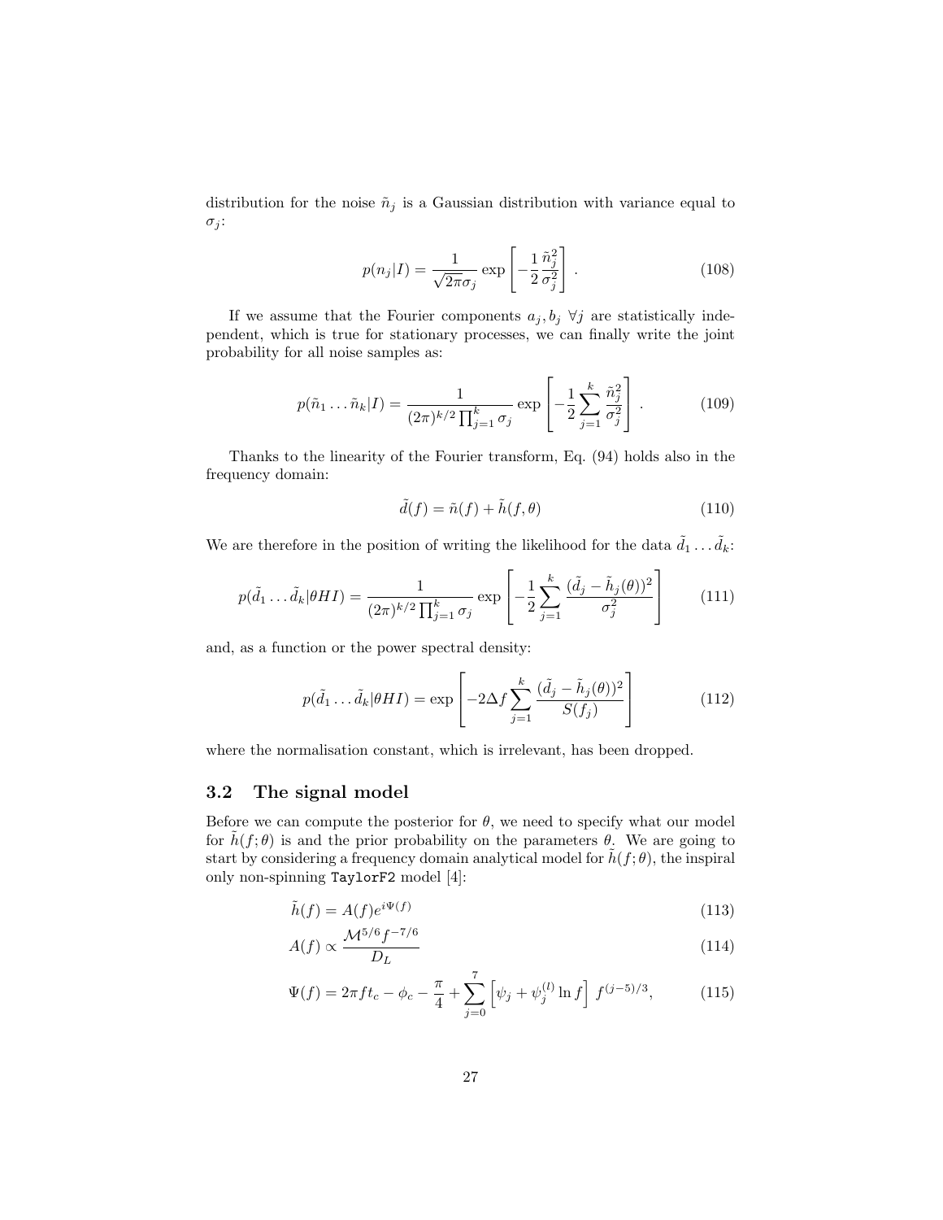distribution for the noise $\tilde{n}_j$ is a Gaussian distribution with variance equal to $\sigma_j$:

$$p(n_j|I) = \frac{1}{\sqrt{2\pi}\sigma_j} \exp\left[-\frac{1}{2}\frac{\tilde{n}_j^2}{\sigma_j^2}\right] . \tag{108}$$

If we assume that the Fourier components $a_j, b_j \; \forall j$ are statistically independent, which is true for stationary processes, we can finally write the joint probability for all noise samples as:

$$p(\tilde{n}_1 \dots \tilde{n}_k|I) = \frac{1}{(2\pi)^{k/2}\prod_{j=1}^{k}\sigma_j} \exp\left[-\frac{1}{2}\sum_{j=1}^{k}\frac{\tilde{n}_j^2}{\sigma_j^2}\right] . \tag{109}$$

Thanks to the linearity of the Fourier transform, Eq. (94) holds also in the frequency domain:

$$\tilde{d}(f) = \tilde{n}(f) + \tilde{h}(f, \theta) \tag{110}$$

We are therefore in the position of writing the likelihood for the data $\tilde{d}_1 \dots \tilde{d}_k$:

$$p(\tilde{d}_1 \dots \tilde{d}_k|\theta HI) = \frac{1}{(2\pi)^{k/2}\prod_{j=1}^{k}\sigma_j} \exp\left[-\frac{1}{2}\sum_{j=1}^{k}\frac{(\tilde{d}_j - \tilde{h}_j(\theta))^2}{\sigma_j^2}\right] \tag{111}$$

and, as a function or the power spectral density:

$$p(\tilde{d}_1 \dots \tilde{d}_k|\theta HI) = \exp\left[-2\Delta f\sum_{j=1}^{k}\frac{(\tilde{d}_j - \tilde{h}_j(\theta))^2}{S(f_j)}\right] \tag{112}$$

where the normalisation constant, which is irrelevant, has been dropped.

### 3.2 The signal model

Before we can compute the posterior for $\theta$, we need to specify what our model for $\tilde{h}(f;\theta)$ is and the prior probability on the parameters $\theta$. We are going to start by considering a frequency domain analytical model for $\tilde{h}(f;\theta)$, the inspiral only non-spinning `TaylorF2` model [4]:

$$\tilde{h}(f) = A(f)e^{i\Psi(f)} \tag{113}$$

$$A(f) \propto \frac{\mathcal{M}^{5/6}f^{-7/6}}{D_L} \tag{114}$$

$$\Psi(f) = 2\pi f t_c - \phi_c - \frac{\pi}{4} + \sum_{j=0}^{7}\left[\psi_j + \psi_j^{(l)}\ln f\right] f^{(j-5)/3}, \tag{115}$$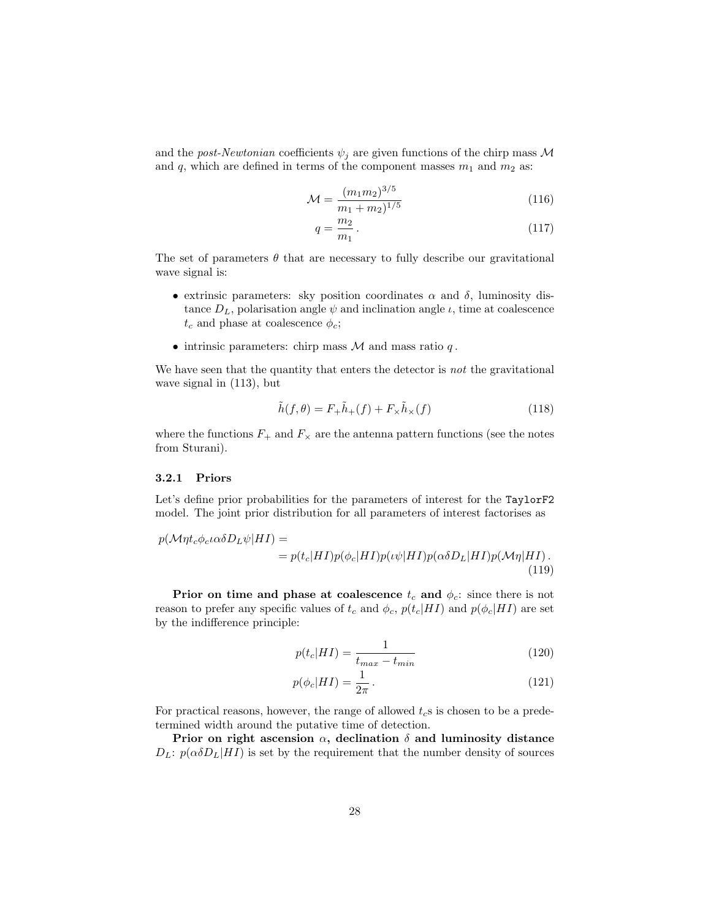and the *post-Newtonian* coefficients $\psi_j$ are given functions of the chirp mass $\mathcal{M}$ and $q$, which are defined in terms of the component masses $m_1$ and $m_2$ as:

$$\mathcal{M} = \frac{(m_1 m_2)^{3/5}}{m_1 + m_2)^{1/5}} \tag{116}$$

$$q = \frac{m_2}{m_1} \,. \tag{117}$$

The set of parameters $\theta$ that are necessary to fully describe our gravitational wave signal is:

- extrinsic parameters: sky position coordinates $\alpha$ and $\delta$, luminosity distance $D_L$, polarisation angle $\psi$ and inclination angle $\iota$, time at coalescence $t_c$ and phase at coalescence $\phi_c$;
- intrinsic parameters: chirp mass $\mathcal{M}$ and mass ratio $q$.

We have seen that the quantity that enters the detector is *not* the gravitational wave signal in (113), but

$$\tilde{h}(f,\theta) = F_+ \tilde{h}_+(f) + F_\times \tilde{h}_\times(f) \tag{118}$$

where the functions $F_+$ and $F_\times$ are the antenna pattern functions (see the notes from Sturani).

### 3.2.1 Priors

Let's define prior probabilities for the parameters of interest for the TaylorF2 model. The joint prior distribution for all parameters of interest factorises as

$$\begin{aligned} p(\mathcal{M}\eta t_c \phi_c \iota \alpha \delta D_L \psi | HI) &= \\ &= p(t_c|HI) p(\phi_c|HI) p(\iota\psi|HI) p(\alpha\delta D_L|HI) p(\mathcal{M}\eta|HI) \,. \end{aligned} \tag{119}$$

**Prior on time and phase at coalescence $t_c$ and $\phi_c$**: since there is not reason to prefer any specific values of $t_c$ and $\phi_c$, $p(t_c|HI)$ and $p(\phi_c|HI)$ are set by the indifference principle:

$$p(t_c|HI) = \frac{1}{t_{max} - t_{min}} \tag{120}$$

$$p(\phi_c|HI) = \frac{1}{2\pi} \,. \tag{121}$$

For practical reasons, however, the range of allowed $t_c$s is chosen to be a predetermined width around the putative time of detection.

**Prior on right ascension $\alpha$, declination $\delta$ and luminosity distance $D_L$**: $p(\alpha\delta D_L|HI)$ is set by the requirement that the number density of sources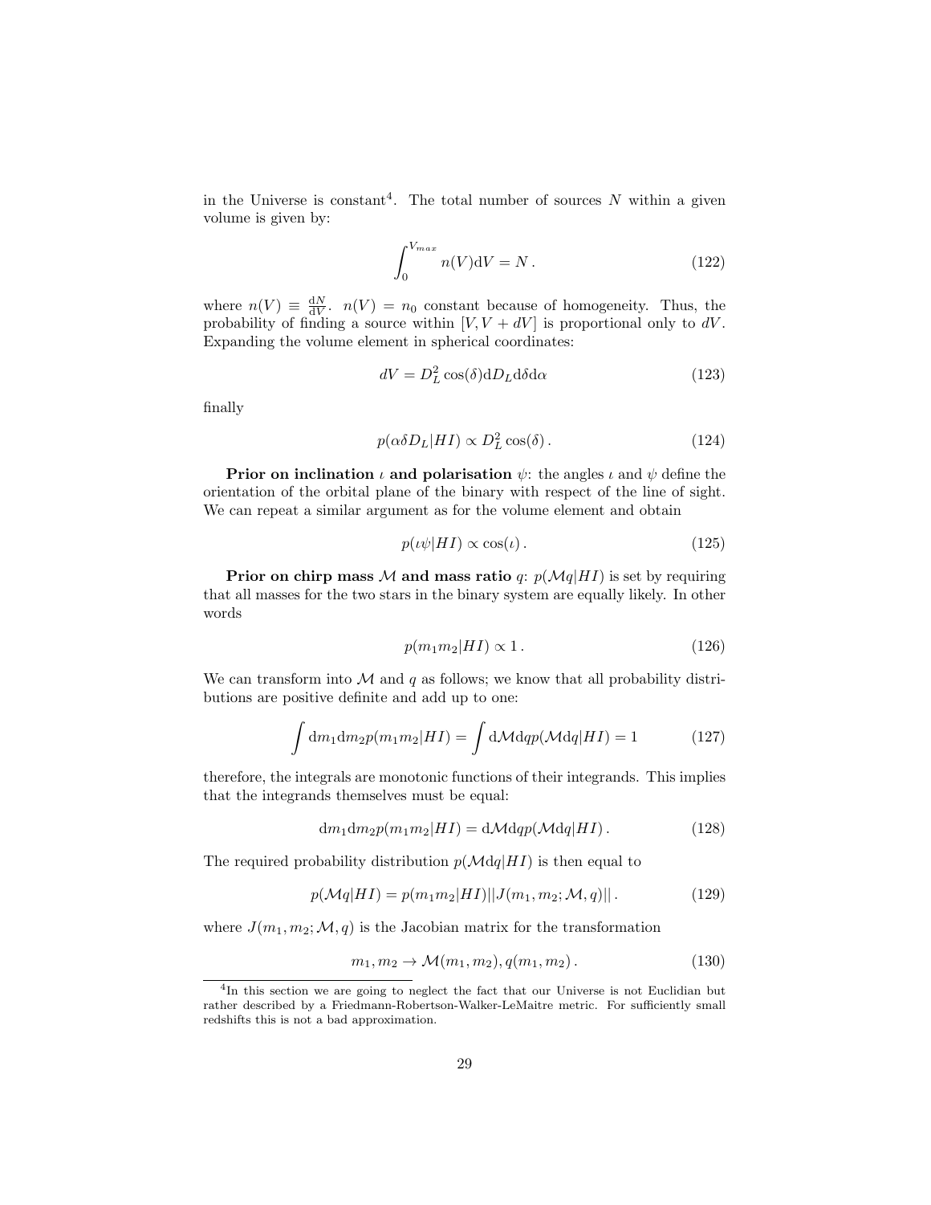in the Universe is constant[4]. The total number of sources $N$ within a given volume is given by:

$$\int_0^{V_{max}} n(V)\mathrm{d}V = N\,. \tag{122}$$

where $n(V) \equiv \frac{\mathrm{d}N}{\mathrm{d}V}$. $n(V) = n_0$ constant because of homogeneity. Thus, the probability of finding a source within $[V, V + dV]$ is proportional only to $dV$. Expanding the volume element in spherical coordinates:

$$dV = D_L^2 \cos(\delta)\mathrm{d}D_L \mathrm{d}\delta \mathrm{d}\alpha \tag{123}$$

finally

$$p(\alpha\delta D_L|HI) \propto D_L^2 \cos(\delta)\,. \tag{124}$$

**Prior on inclination $\iota$ and polarisation $\psi$**: the angles $\iota$ and $\psi$ define the orientation of the orbital plane of the binary with respect of the line of sight. We can repeat a similar argument as for the volume element and obtain

$$p(\iota\psi|HI) \propto \cos(\iota)\,. \tag{125}$$

**Prior on chirp mass $\mathcal{M}$ and mass ratio $q$**: $p(\mathcal{M}q|HI)$ is set by requiring that all masses for the two stars in the binary system are equally likely. In other words

$$p(m_1 m_2|HI) \propto 1\,. \tag{126}$$

We can transform into $\mathcal{M}$ and $q$ as follows; we know that all probability distributions are positive definite and add up to one:

$$\int \mathrm{d}m_1 \mathrm{d}m_2 p(m_1 m_2|HI) = \int \mathrm{d}\mathcal{M}\mathrm{d}q p(\mathcal{M}\mathrm{d}q|HI) = 1 \tag{127}$$

therefore, the integrals are monotonic functions of their integrands. This implies that the integrands themselves must be equal:

$$\mathrm{d}m_1 \mathrm{d}m_2 p(m_1 m_2|HI) = \mathrm{d}\mathcal{M}\mathrm{d}q p(\mathcal{M}\mathrm{d}q|HI)\,. \tag{128}$$

The required probability distribution $p(\mathcal{M}\mathrm{d}q|HI)$ is then equal to

$$p(\mathcal{M}q|HI) = p(m_1 m_2|HI)||J(m_1, m_2; \mathcal{M}, q)||\,. \tag{129}$$

where $J(m_1, m_2; \mathcal{M}, q)$ is the Jacobian matrix for the transformation

$$m_1, m_2 \to \mathcal{M}(m_1, m_2), q(m_1, m_2)\,. \tag{130}$$

---

[4] In this section we are going to neglect the fact that our Universe is not Euclidian but rather described by a Friedmann-Robertson-Walker-LeMaitre metric. For sufficiently small redshifts this is not a bad approximation.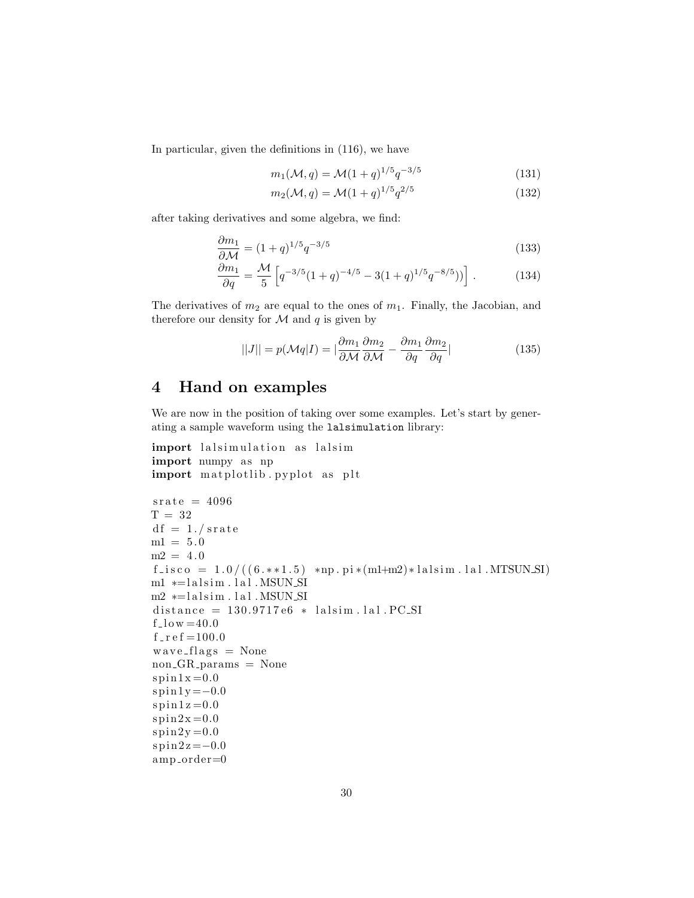In particular, given the definitions in (116), we have

$$m_1(\mathcal{M}, q) = \mathcal{M}(1+q)^{1/5} q^{-3/5} \tag{131}$$

$$m_2(\mathcal{M}, q) = \mathcal{M}(1+q)^{1/5} q^{2/5} \tag{132}$$

after taking derivatives and some algebra, we find:

$$\frac{\partial m_1}{\partial \mathcal{M}} = (1+q)^{1/5} q^{-3/5} \tag{133}$$

$$\frac{\partial m_1}{\partial q} = \frac{\mathcal{M}}{5}\left[q^{-3/5}(1+q)^{-4/5} - 3(1+q)^{1/5} q^{-8/5}))\right] . \tag{134}$$

The derivatives of $m_2$ are equal to the ones of $m_1$. Finally, the Jacobian, and therefore our density for $\mathcal{M}$ and $q$ is given by

$$||J|| = p(\mathcal{M}q|I) = |\frac{\partial m_1}{\partial \mathcal{M}}\frac{\partial m_2}{\partial \mathcal{M}} - \frac{\partial m_1}{\partial q}\frac{\partial m_2}{\partial q}| \tag{135}$$

# 4 Hand on examples

We are now in the position of taking over some examples. Let's start by generating a sample waveform using the `lalsimulation` library:

```
import lalsimulation as lalsim
import numpy as np
import matplotlib.pyplot as plt

srate = 4096
T = 32
df = 1./srate
m1 = 5.0
m2 = 4.0
f_isco = 1.0/((6.**1.5) *np.pi*(m1+m2)*lalsim.lal.MTSUN_SI)
m1 *=lalsim.lal.MSUN_SI
m2 *=lalsim.lal.MSUN_SI
distance = 130.9717e6 * lalsim.lal.PC_SI
f_low=40.0
f_ref=100.0
wave_flags = None
non_GR_params = None
spin1x=0.0
spin1y=-0.0
spin1z=0.0
spin2x=0.0
spin2y=0.0
spin2z=-0.0
amp_order=0
```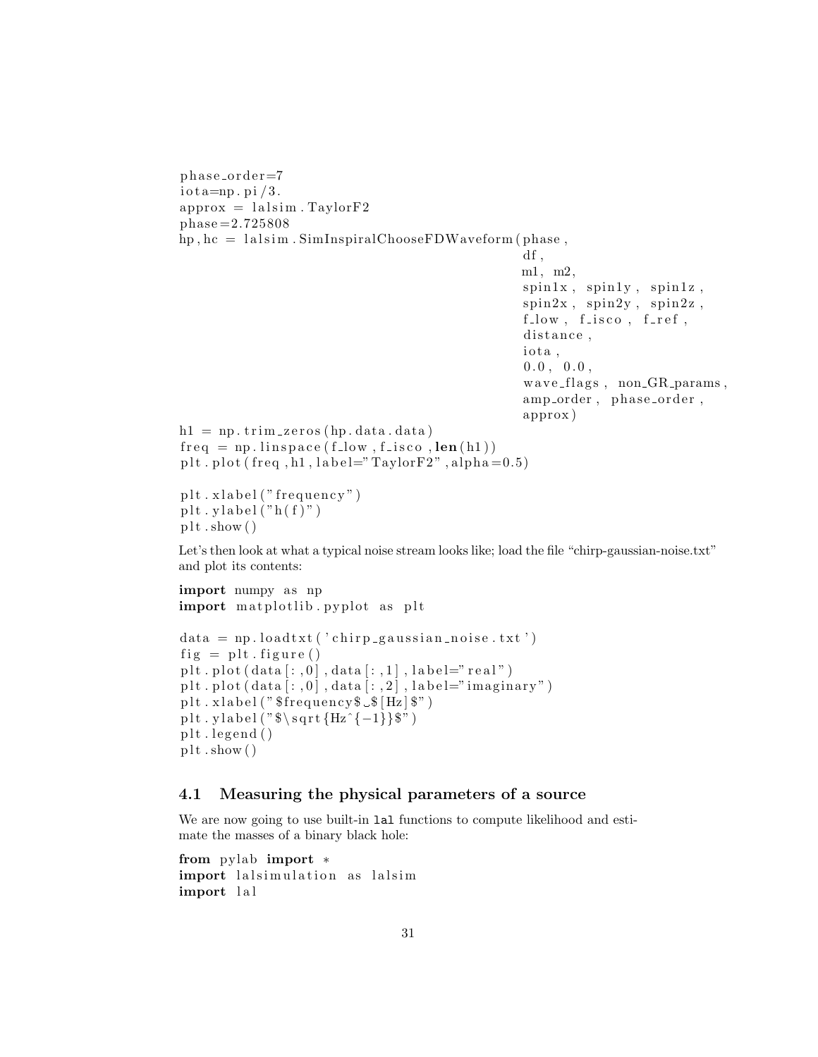```
phase_order=7
iota=np.pi/3.
approx = lalsim.TaylorF2
phase=2.725808
hp,hc = lalsim.SimInspiralChooseFDWaveform(phase,
                                            df,
                                            m1, m2,
                                            spin1x, spin1y, spin1z,
                                            spin2x, spin2y, spin2z,
                                            f_low, f_isco, f_ref,
                                            distance,
                                            iota,
                                            0.0, 0.0,
                                            wave_flags, non_GR_params,
                                            amp_order, phase_order,
                                            approx)
h1 = np.trim_zeros(hp.data.data)
freq = np.linspace(f_low,f_isco,len(h1))
plt.plot(freq,h1,label="TaylorF2",alpha=0.5)

plt.xlabel("frequency")
plt.ylabel("h(f)")
plt.show()
```

Let's then look at what a typical noise stream looks like; load the file "chirp-gaussian-noise.txt" and plot its contents:

```
import numpy as np
import matplotlib.pyplot as plt

data = np.loadtxt('chirp_gaussian_noise.txt')
fig = plt.figure()
plt.plot(data[:,0],data[:,1],label="real")
plt.plot(data[:,0],data[:,2],label="imaginary")
plt.xlabel("$frequency$_$[Hz]$")
plt.ylabel("$\sqrt{Hz^{-1}}$")
plt.legend()
plt.show()
```

### 4.1 Measuring the physical parameters of a source

We are now going to use built-in `lal` functions to compute likelihood and estimate the masses of a binary black hole:

```
from pylab import *
import lalsimulation as lalsim
import lal
```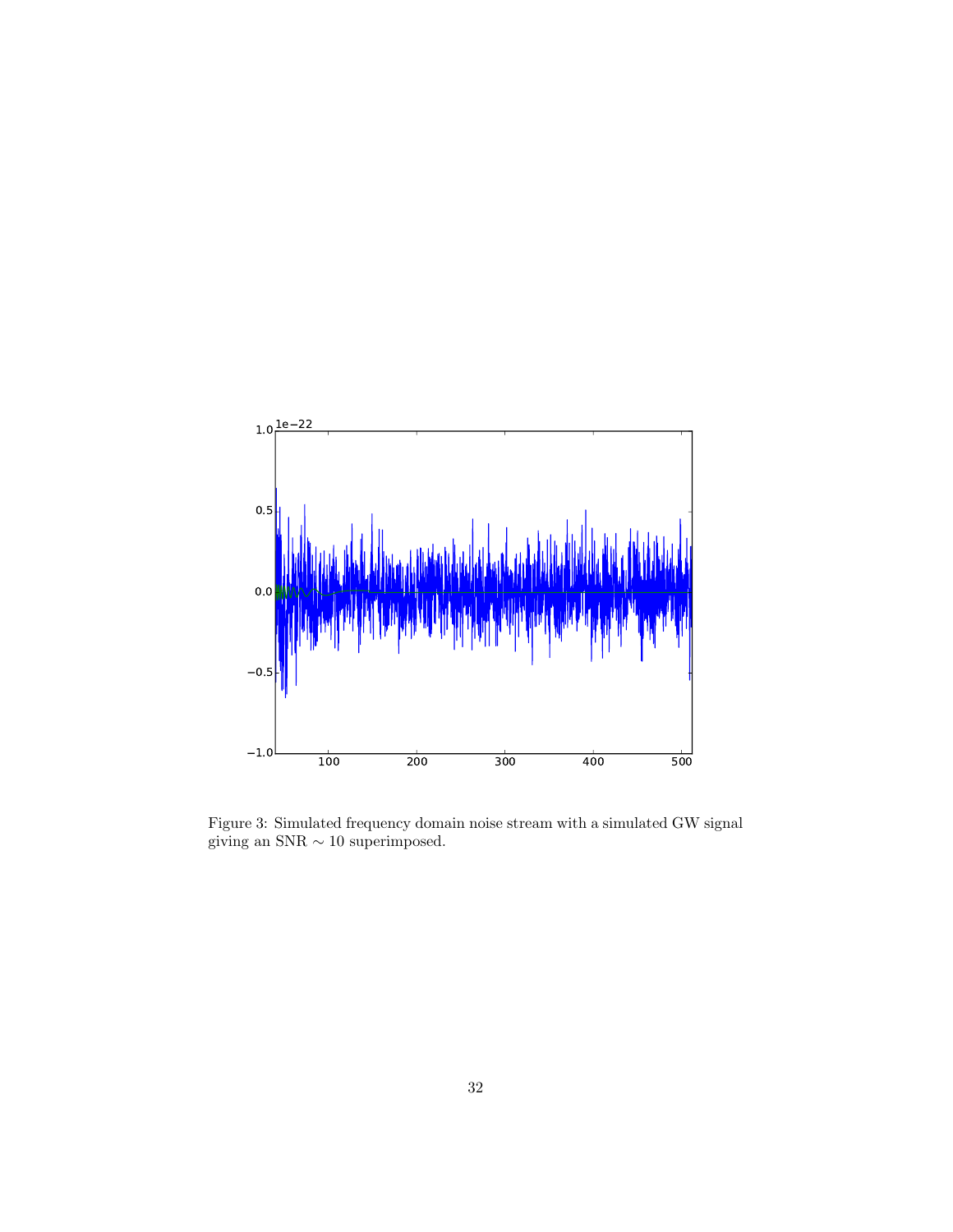Figure 3: Simulated frequency domain noise stream with a simulated GW signal giving an SNR $\sim 10$ superimposed.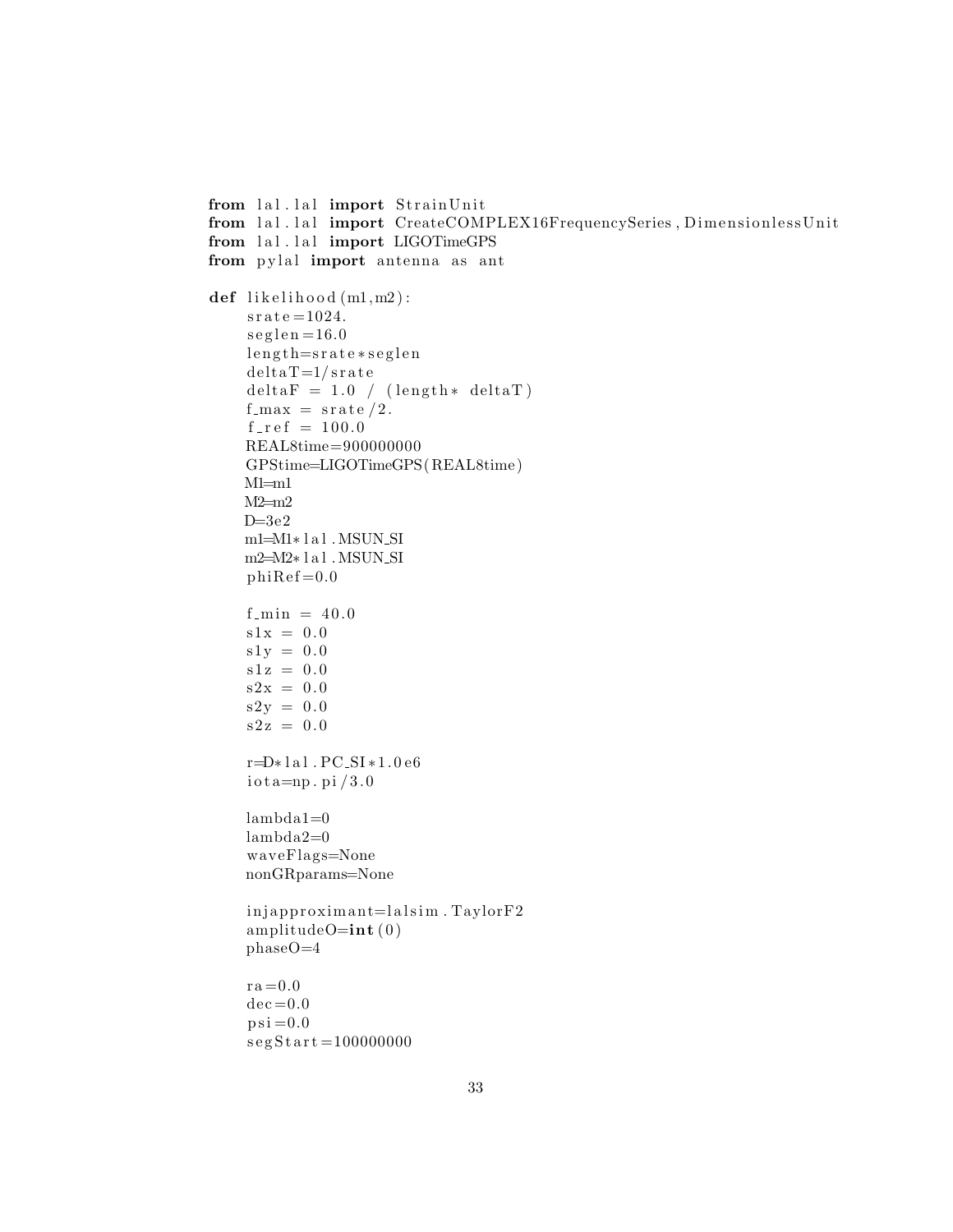```python
from lal.lal import StrainUnit
from lal.lal import CreateCOMPLEX16FrequencySeries, DimensionlessUnit
from lal.lal import LIGOTimeGPS
from pylal import antenna as ant

def likelihood(m1,m2):
    srate=1024.
    seglen=16.0
    length=srate*seglen
    deltaT=1/srate
    deltaF = 1.0 / (length* deltaT)
    f_max = srate/2.
    f_ref = 100.0
    REAL8time=900000000
    GPStime=LIGOTimeGPS(REAL8time)
    M1=m1
    M2=m2
    D=3e2
    m1=M1*lal.MSUN_SI
    m2=M2*lal.MSUN_SI
    phiRef=0.0

    f_min = 40.0
    s1x = 0.0
    s1y = 0.0
    s1z = 0.0
    s2x = 0.0
    s2y = 0.0
    s2z = 0.0

    r=D*lal.PC_SI*1.0e6
    iota=np.pi/3.0

    lambda1=0
    lambda2=0
    waveFlags=None
    nonGRparams=None

    injapproximant=lalsim.TaylorF2
    amplitudeO=int(0)
    phaseO=4

    ra=0.0
    dec=0.0
    psi=0.0
    segStart=100000000
```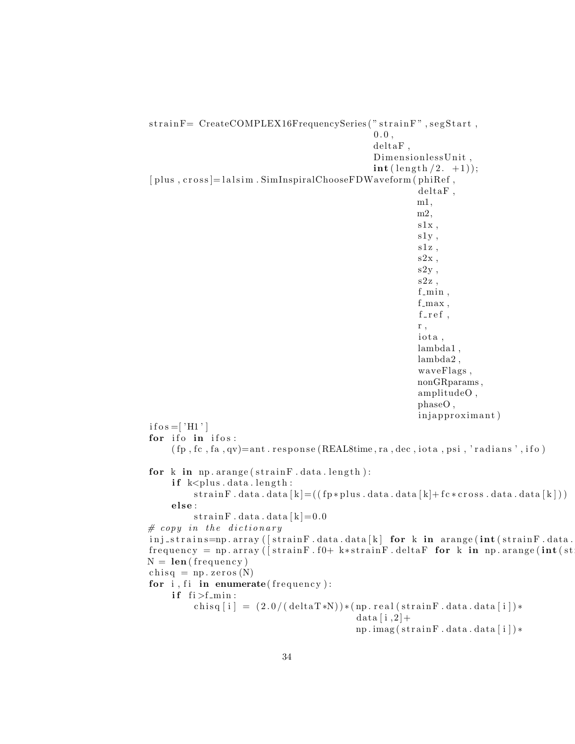```
strainF= CreateCOMPLEX16FrequencySeries("strainF",segStart,
                                        0.0,
                                        deltaF,
                                        DimensionlessUnit,
                                        int(length/2. +1));
[plus,cross]=lalsim.SimInspiralChooseFDWaveform(phiRef,
                                                deltaF,
                                                m1,
                                                m2,
                                                s1x,
                                                s1y,
                                                s1z,
                                                s2x,
                                                s2y,
                                                s2z,
                                                f_min,
                                                f_max,
                                                f_ref,
                                                r,
                                                iota,
                                                lambda1,
                                                lambda2,
                                                waveFlags,
                                                nonGRparams,
                                                amplitudeO,
                                                phaseO,
                                                injapproximant)
ifos=['H1']
for ifo in ifos:
    (fp,fc,fa,qv)=ant.response(REAL8time,ra,dec,iota,psi,'radians',ifo)

for k in np.arange(strainF.data.length):
    if k<plus.data.length:
        strainF.data.data[k]=((fp*plus.data.data[k]+fc*cross.data.data[k]))
    else:
        strainF.data.data[k]=0.0
# copy in the dictionary
inj_strains=np.array([strainF.data.data[k] for k in arange(int(strainF.data.
frequency = np.array([strainF.f0+ k*strainF.deltaF for k in np.arange(int(st
N = len(frequency)
chisq = np.zeros(N)
for i,fi in enumerate(frequency):
    if fi>f_min:
        chisq[i] = (2.0/(deltaT*N))*(np.real(strainF.data.data[i])*
                                    data[i,2]+
                                    np.imag(strainF.data.data[i])*
```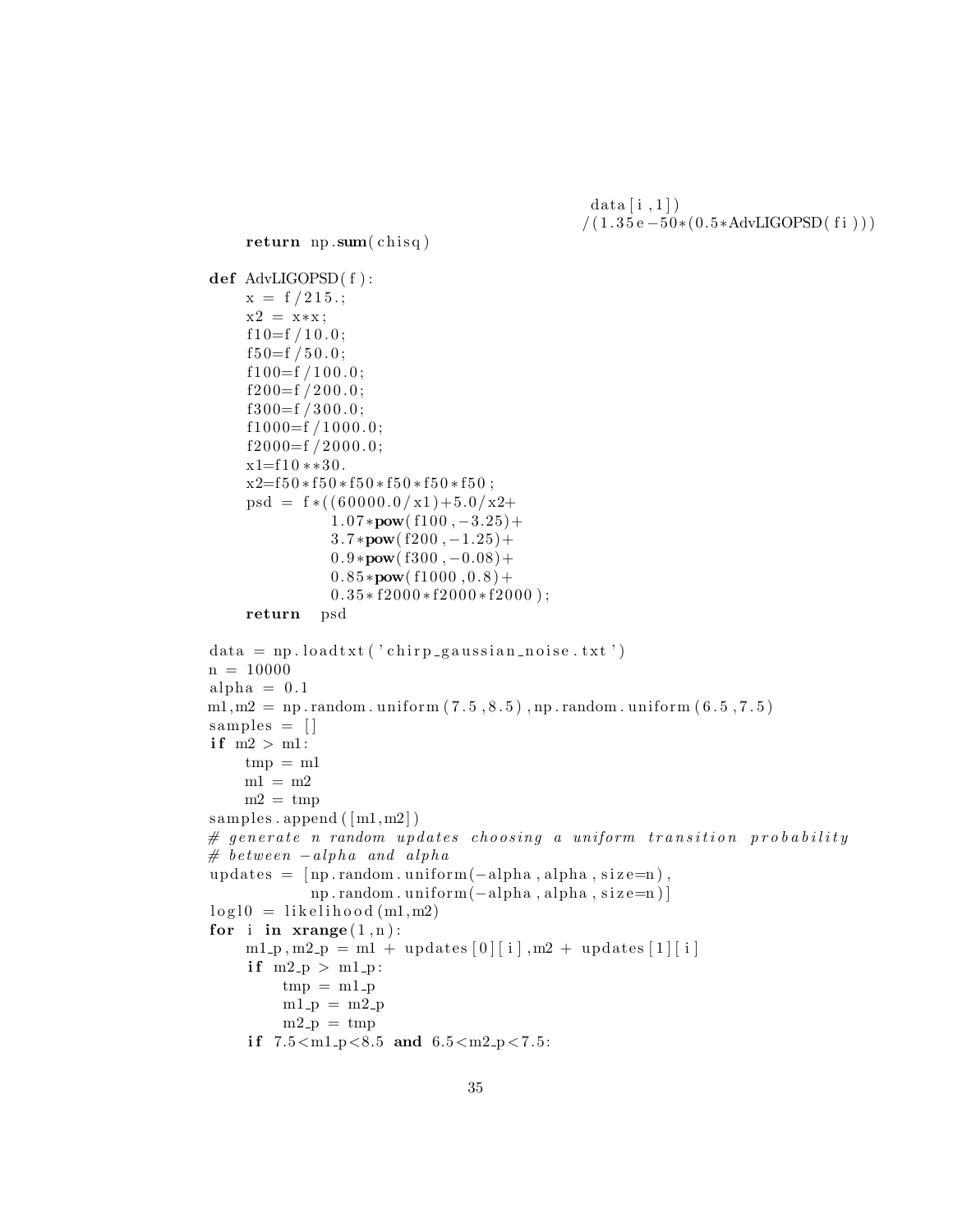```
                                                    data[i,1])
                                                  /(1.35e-50*(0.5*AdvLIGOPSD(fi)))
    return np.sum(chisq)

def AdvLIGOPSD(f):
    x = f/215.;
    x2 = x*x;
    f10=f/10.0;
    f50=f/50.0;
    f100=f/100.0;
    f200=f/200.0;
    f300=f/300.0;
    f1000=f/1000.0;
    f2000=f/2000.0;
    x1=f10**30.
    x2=f50*f50*f50*f50*f50*f50;
    psd = f*((60000.0/x1)+5.0/x2+
             1.07*pow(f100,-3.25)+
             3.7*pow(f200,-1.25)+
             0.9*pow(f300,-0.08)+
             0.85*pow(f1000,0.8)+
             0.35*f2000*f2000*f2000);
    return   psd

data = np.loadtxt('chirp_gaussian_noise.txt')
n = 10000
alpha = 0.1
m1,m2 = np.random.uniform(7.5,8.5),np.random.uniform(6.5,7.5)
samples = []
if m2 > m1:
    tmp = m1
    m1 = m2
    m2 = tmp
samples.append([m1,m2])
# generate n random updates choosing a uniform transition probability
# between -alpha and alpha
updates = [np.random.uniform(-alpha,alpha,size=n),
           np.random.uniform(-alpha,alpha,size=n)]
logl0 = likelihood(m1,m2)
for i in xrange(1,n):
    m1_p,m2_p = m1 + updates[0][i],m2 + updates[1][i]
    if m2_p > m1_p:
        tmp = m1_p
        m1_p = m2_p
        m2_p = tmp
    if 7.5<m1_p<8.5 and 6.5<m2_p<7.5:
```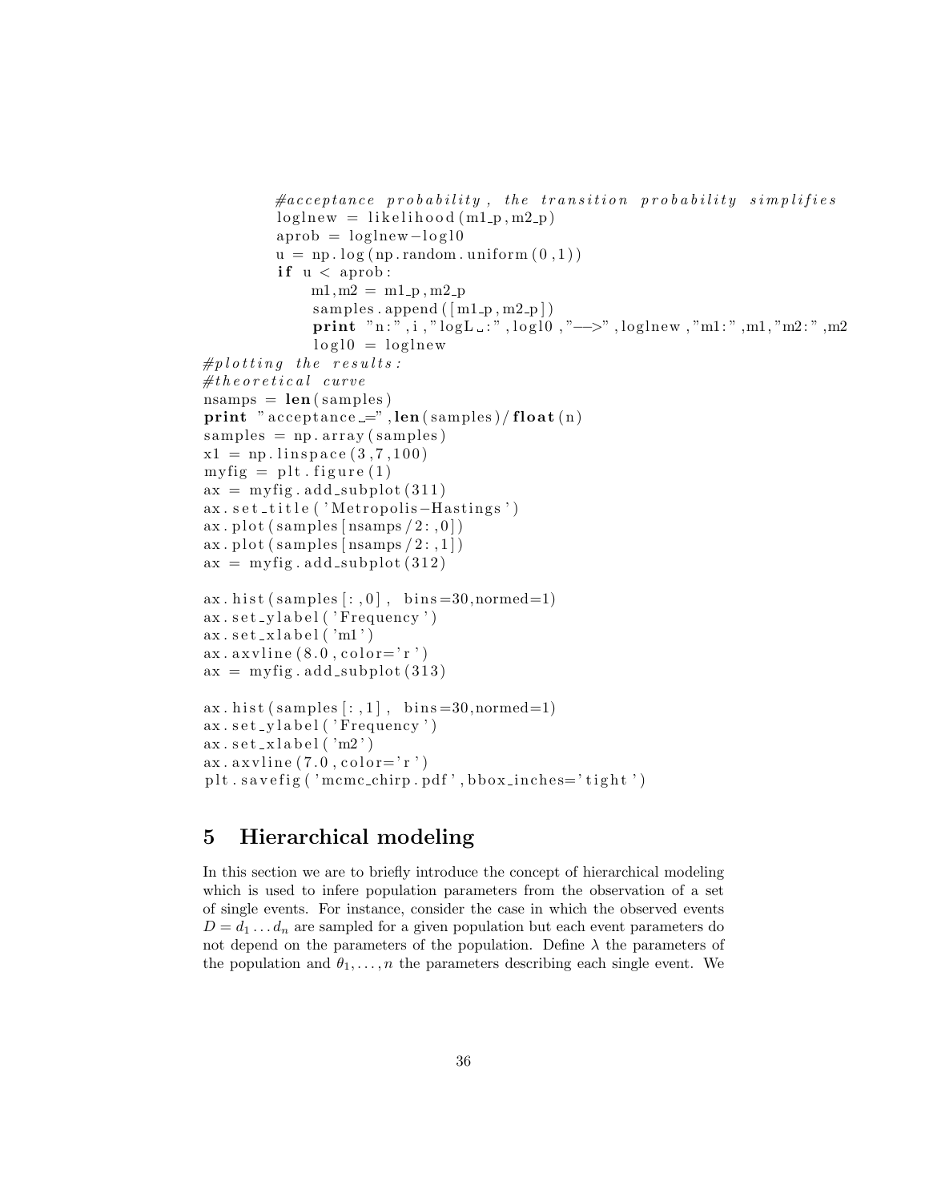```
        #acceptance probability, the transition probability simplifies
        loglnew = likelihood(m1_p,m2_p)
        aprob = loglnew-logl0
        u = np.log(np.random.uniform(0,1))
        if u < aprob:
            m1,m2 = m1_p,m2_p
            samples.append([m1_p,m2_p])
            print "n:",i,"logL :",logl0,"--->",loglnew,"m1:",m1,"m2:",m2
            logl0 = loglnew
#plotting the results:
#theoretical curve
nsamps = len(samples)
print "acceptance =",len(samples)/float(n)
samples = np.array(samples)
x1 = np.linspace(3,7,100)
myfig = plt.figure(1)
ax = myfig.add_subplot(311)
ax.set_title('Metropolis-Hastings')
ax.plot(samples[nsamps/2:,0])
ax.plot(samples[nsamps/2:,1])
ax = myfig.add_subplot(312)

ax.hist(samples[:,0], bins=30,normed=1)
ax.set_ylabel('Frequency')
ax.set_xlabel('m1')
ax.axvline(8.0,color='r')
ax = myfig.add_subplot(313)

ax.hist(samples[:,1], bins=30,normed=1)
ax.set_ylabel('Frequency')
ax.set_xlabel('m2')
ax.axvline(7.0,color='r')
plt.savefig('mcmc_chirp.pdf',bbox_inches='tight')
```

## 5 Hierarchical modeling

In this section we are to briefly introduce the concept of hierarchical modeling which is used to infere population parameters from the observation of a set of single events. For instance, consider the case in which the observed events $D = d_1 \ldots d_n$ are sampled for a given population but each event parameters do not depend on the parameters of the population. Define $\lambda$ the parameters of the population and $\theta_1, \ldots, n$ the parameters describing each single event. We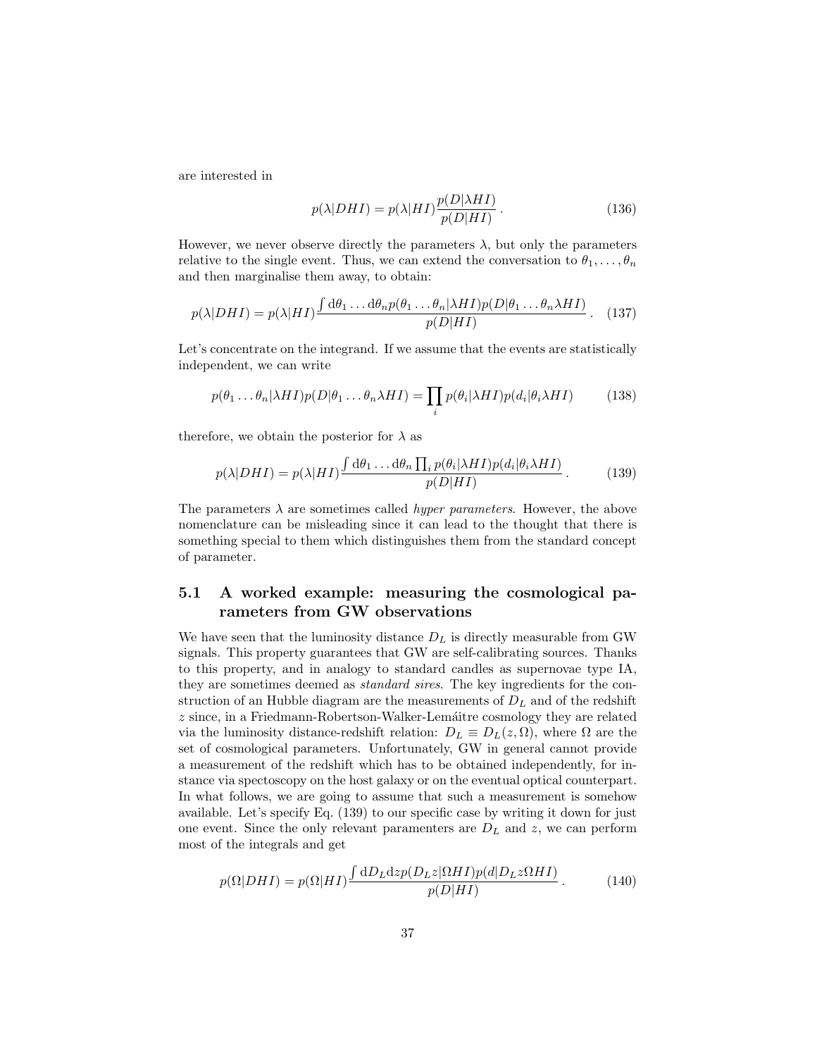are interested in

$$p(\lambda|DHI) = p(\lambda|HI)\frac{p(D|\lambda HI)}{p(D|HI)}\,. \tag{136}$$

However, we never observe directly the parameters $\lambda$, but only the parameters relative to the single event. Thus, we can extend the conversation to $\theta_1, \ldots, \theta_n$ and then marginalise them away, to obtain:

$$p(\lambda|DHI) = p(\lambda|HI)\frac{\int \mathrm{d}\theta_1 \ldots \mathrm{d}\theta_n p(\theta_1 \ldots \theta_n|\lambda HI)p(D|\theta_1 \ldots \theta_n \lambda HI)}{p(D|HI)}\,. \tag{137}$$

Let's concentrate on the integrand. If we assume that the events are statistically independent, we can write

$$p(\theta_1 \ldots \theta_n|\lambda HI)p(D|\theta_1 \ldots \theta_n \lambda HI) = \prod_i p(\theta_i|\lambda HI)p(d_i|\theta_i \lambda HI) \tag{138}$$

therefore, we obtain the posterior for $\lambda$ as

$$p(\lambda|DHI) = p(\lambda|HI)\frac{\int \mathrm{d}\theta_1 \ldots \mathrm{d}\theta_n \prod_i p(\theta_i|\lambda HI)p(d_i|\theta_i \lambda HI)}{p(D|HI)}\,. \tag{139}$$

The parameters $\lambda$ are sometimes called *hyper parameters*. However, the above nomenclature can be misleading since it can lead to the thought that there is something special to them which distinguishes them from the standard concept of parameter.

## 5.1 A worked example: measuring the cosmological parameters from GW observations

We have seen that the luminosity distance $D_L$ is directly measurable from GW signals. This property guarantees that GW are self-calibrating sources. Thanks to this property, and in analogy to standard candles as supernovae type IA, they are sometimes deemed as *standard sires*. The key ingredients for the construction of an Hubble diagram are the measurements of $D_L$ and of the redshift $z$ since, in a Friedmann-Robertson-Walker-Lemáitre cosmology they are related via the luminosity distance-redshift relation: $D_L \equiv D_L(z, \Omega)$, where $\Omega$ are the set of cosmological parameters. Unfortunately, GW in general cannot provide a measurement of the redshift which has to be obtained independently, for instance via spectoscopy on the host galaxy or on the eventual optical counterpart. In what follows, we are going to assume that such a measurement is somehow available. Let's specify Eq. (139) to our specific case by writing it down for just one event. Since the only relevant paramenters are $D_L$ and $z$, we can perform most of the integrals and get

$$p(\Omega|DHI) = p(\Omega|HI)\frac{\int \mathrm{d}D_L \mathrm{d}z p(D_L z|\Omega HI)p(d|D_L z \Omega HI)}{p(D|HI)}\,. \tag{140}$$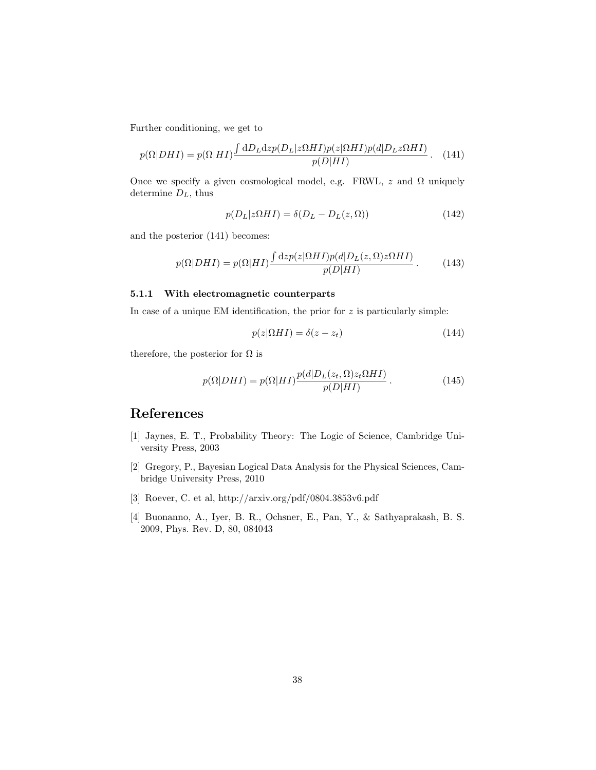Further conditioning, we get to

$$p(\Omega|DHI) = p(\Omega|HI)\frac{\int \mathrm{d}D_L \mathrm{d}z p(D_L|z\Omega HI)p(z|\Omega HI)p(d|D_L z\Omega HI)}{p(D|HI)}\,. \quad (141)$$

Once we specify a given cosmological model, e.g. FRWL, $z$ and $\Omega$ uniquely determine $D_L$, thus

$$p(D_L|z\Omega HI) = \delta(D_L - D_L(z,\Omega)) \quad (142)$$

and the posterior (141) becomes:

$$p(\Omega|DHI) = p(\Omega|HI)\frac{\int \mathrm{d}z p(z|\Omega HI)p(d|D_L(z,\Omega)z\Omega HI)}{p(D|HI)}\,. \quad (143)$$

#### 5.1.1 With electromagnetic counterparts

In case of a unique EM identification, the prior for $z$ is particularly simple:

$$p(z|\Omega HI) = \delta(z - z_t) \quad (144)$$

therefore, the posterior for $\Omega$ is

$$p(\Omega|DHI) = p(\Omega|HI)\frac{p(d|D_L(z_t,\Omega)z_t\Omega HI)}{p(D|HI)}\,. \quad (145)$$

## References

[1] Jaynes, E. T., Probability Theory: The Logic of Science, Cambridge University Press, 2003

[2] Gregory, P., Bayesian Logical Data Analysis for the Physical Sciences, Cambridge University Press, 2010

[3] Roever, C. et al, http://arxiv.org/pdf/0804.3853v6.pdf

[4] Buonanno, A., Iyer, B. R., Ochsner, E., Pan, Y., & Sathyaprakash, B. S. 2009, Phys. Rev. D, 80, 084043